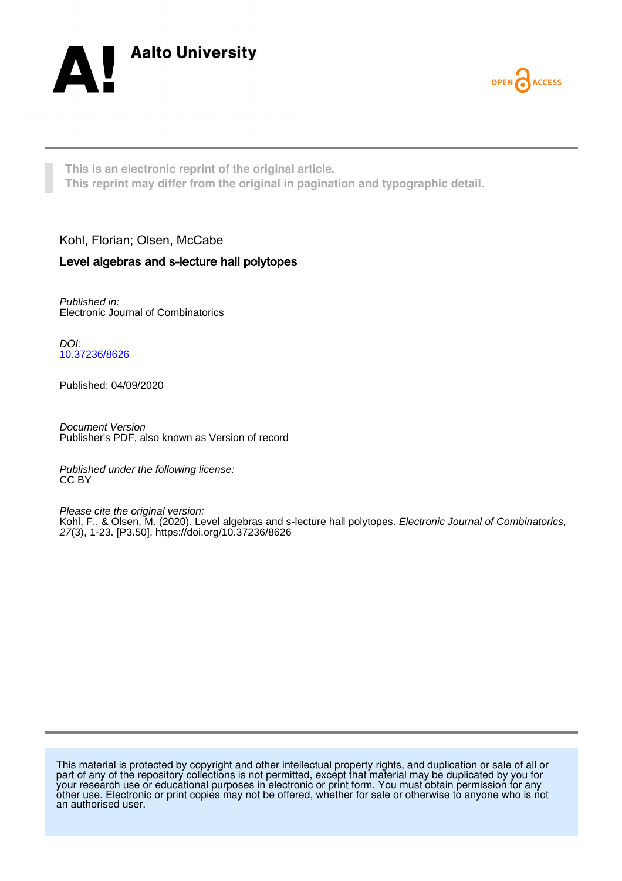Aalto University

OPEN ACCESS

This is an electronic reprint of the original article.
This reprint may differ from the original in pagination and typographic detail.

Kohl, Florian; Olsen, McCabe

**Level algebras and s-lecture hall polytopes**

*Published in:*
Electronic Journal of Combinatorics

*DOI:*
10.37236/8626

Published: 04/09/2020

*Document Version*
Publisher's PDF, also known as Version of record

*Published under the following license:*
CC BY

*Please cite the original version:*
Kohl, F., & Olsen, M. (2020). Level algebras and s-lecture hall polytopes. *Electronic Journal of Combinatorics*, *27*(3), 1-23. [P3.50]. https://doi.org/10.37236/8626

This material is protected by copyright and other intellectual property rights, and duplication or sale of all or part of any of the repository collections is not permitted, except that material may be duplicated by you for your research use or educational purposes in electronic or print form. You must obtain permission for any other use. Electronic or print copies may not be offered, whether for sale or otherwise to anyone who is not an authorised user.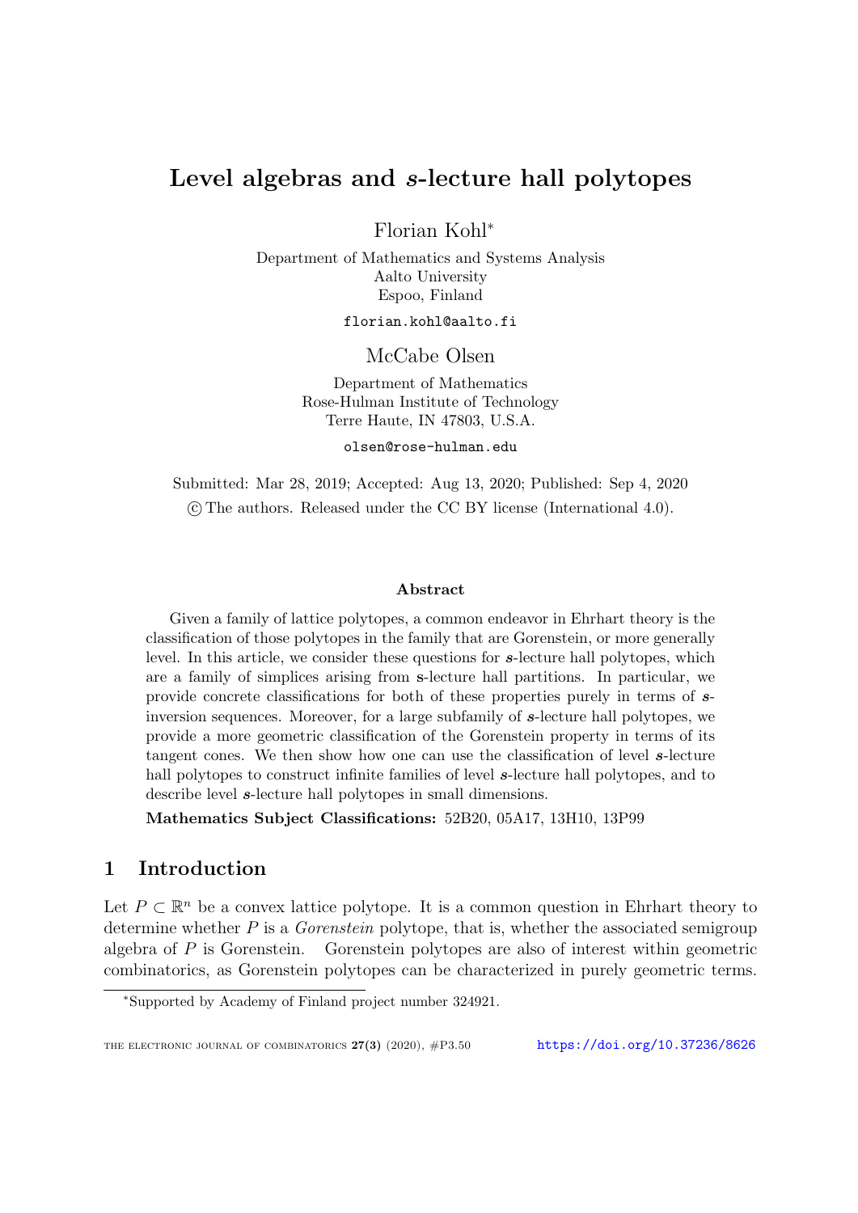# Level algebras and $s$-lecture hall polytopes

Florian Kohl*

Department of Mathematics and Systems Analysis
Aalto University
Espoo, Finland

florian.kohl@aalto.fi

McCabe Olsen

Department of Mathematics
Rose-Hulman Institute of Technology
Terre Haute, IN 47803, U.S.A.

olsen@rose-hulman.edu

Submitted: Mar 28, 2019; Accepted: Aug 13, 2020; Published: Sep 4, 2020
© The authors. Released under the CC BY license (International 4.0).

### Abstract

Given a family of lattice polytopes, a common endeavor in Ehrhart theory is the classification of those polytopes in the family that are Gorenstein, or more generally level. In this article, we consider these questions for $\boldsymbol{s}$-lecture hall polytopes, which are a family of simplices arising from $\mathbf{s}$-lecture hall partitions. In particular, we provide concrete classifications for both of these properties purely in terms of $\boldsymbol{s}$-inversion sequences. Moreover, for a large subfamily of $\boldsymbol{s}$-lecture hall polytopes, we provide a more geometric classification of the Gorenstein property in terms of its tangent cones. We then show how one can use the classification of level $\boldsymbol{s}$-lecture hall polytopes to construct infinite families of level $\boldsymbol{s}$-lecture hall polytopes, and to describe level $\boldsymbol{s}$-lecture hall polytopes in small dimensions.

**Mathematics Subject Classifications:** 52B20, 05A17, 13H10, 13P99

## 1 Introduction

Let $P \subset \mathbb{R}^n$ be a convex lattice polytope. It is a common question in Ehrhart theory to determine whether $P$ is a *Gorenstein* polytope, that is, whether the associated semigroup algebra of $P$ is Gorenstein. Gorenstein polytopes are also of interest within geometric combinatorics, as Gorenstein polytopes can be characterized in purely geometric terms.

*Supported by Academy of Finland project number 324921.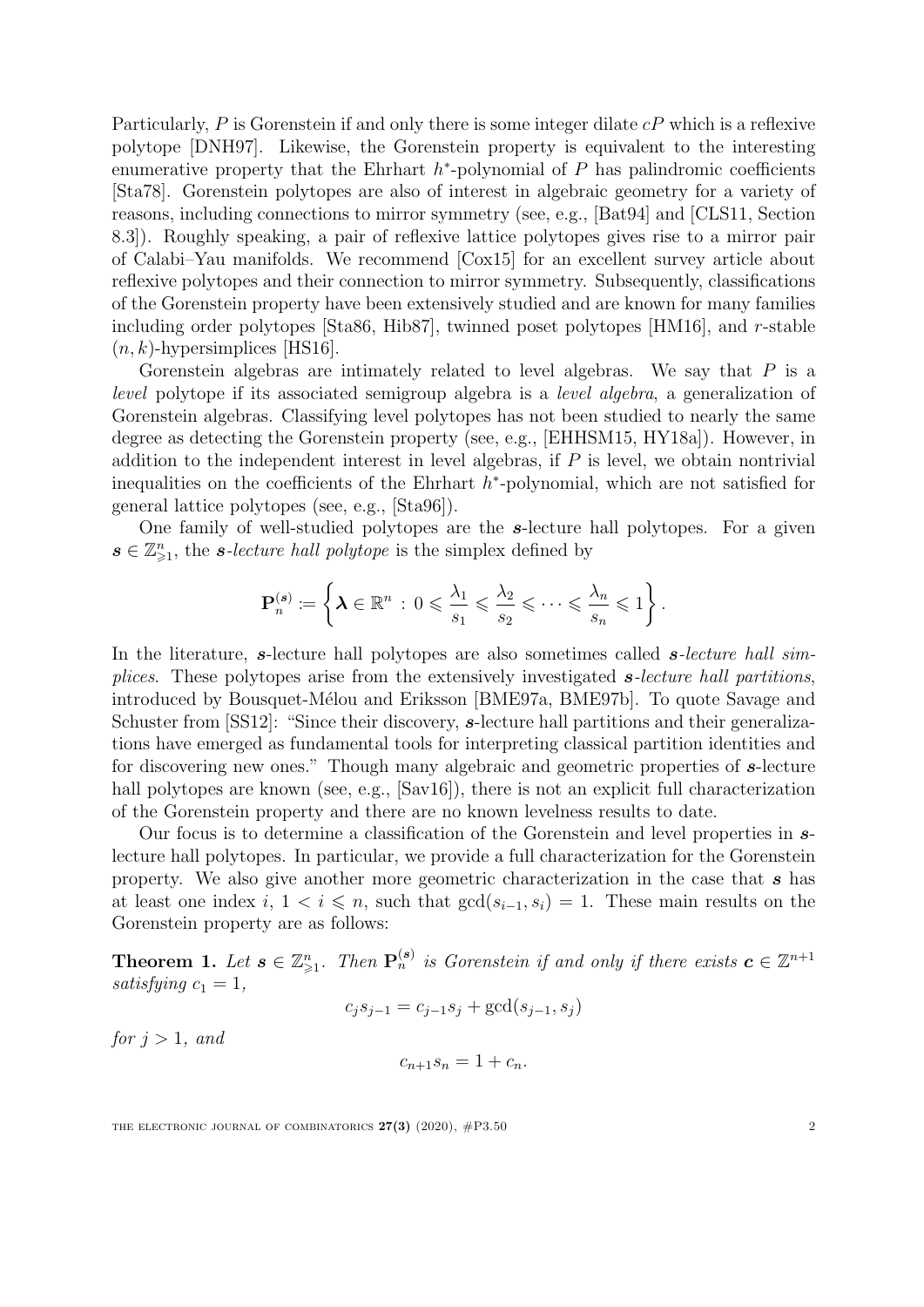Particularly, $P$ is Gorenstein if and only there is some integer dilate $cP$ which is a reflexive polytope [DNH97]. Likewise, the Gorenstein property is equivalent to the interesting enumerative property that the Ehrhart $h^*$-polynomial of $P$ has palindromic coefficients [Sta78]. Gorenstein polytopes are also of interest in algebraic geometry for a variety of reasons, including connections to mirror symmetry (see, e.g., [Bat94] and [CLS11, Section 8.3]). Roughly speaking, a pair of reflexive lattice polytopes gives rise to a mirror pair of Calabi–Yau manifolds. We recommend [Cox15] for an excellent survey article about reflexive polytopes and their connection to mirror symmetry. Subsequently, classifications of the Gorenstein property have been extensively studied and are known for many families including order polytopes [Sta86, Hib87], twinned poset polytopes [HM16], and $r$-stable $(n, k)$-hypersimplices [HS16].

Gorenstein algebras are intimately related to level algebras. We say that $P$ is a *level* polytope if its associated semigroup algebra is a *level algebra*, a generalization of Gorenstein algebras. Classifying level polytopes has not been studied to nearly the same degree as detecting the Gorenstein property (see, e.g., [EHHSM15, HY18a]). However, in addition to the independent interest in level algebras, if $P$ is level, we obtain nontrivial inequalities on the coefficients of the Ehrhart $h^*$-polynomial, which are not satisfied for general lattice polytopes (see, e.g., [Sta96]).

One family of well-studied polytopes are the $\boldsymbol{s}$-lecture hall polytopes. For a given $\boldsymbol{s} \in \mathbb{Z}^n_{\geqslant 1}$, the *$\boldsymbol{s}$-lecture hall polytope* is the simplex defined by

$$\mathbf{P}_n^{(\boldsymbol{s})} := \left\{ \boldsymbol{\lambda} \in \mathbb{R}^n \, : \, 0 \leqslant \frac{\lambda_1}{s_1} \leqslant \frac{\lambda_2}{s_2} \leqslant \cdots \leqslant \frac{\lambda_n}{s_n} \leqslant 1 \right\}.$$

In the literature, $\boldsymbol{s}$-lecture hall polytopes are also sometimes called *$\boldsymbol{s}$-lecture hall simplices*. These polytopes arise from the extensively investigated *$\boldsymbol{s}$-lecture hall partitions*, introduced by Bousquet-Mélou and Eriksson [BME97a, BME97b]. To quote Savage and Schuster from [SS12]: "Since their discovery, $\boldsymbol{s}$-lecture hall partitions and their generalizations have emerged as fundamental tools for interpreting classical partition identities and for discovering new ones." Though many algebraic and geometric properties of $\boldsymbol{s}$-lecture hall polytopes are known (see, e.g., [Sav16]), there is not an explicit full characterization of the Gorenstein property and there are no known levelness results to date.

Our focus is to determine a classification of the Gorenstein and level properties in $\boldsymbol{s}$-lecture hall polytopes. In particular, we provide a full characterization for the Gorenstein property. We also give another more geometric characterization in the case that $\boldsymbol{s}$ has at least one index $i$, $1 < i \leqslant n$, such that $\gcd(s_{i-1}, s_i) = 1$. These main results on the Gorenstein property are as follows:

**Theorem 1.** *Let $\boldsymbol{s} \in \mathbb{Z}^n_{\geqslant 1}$. Then $\mathbf{P}_n^{(\boldsymbol{s})}$ is Gorenstein if and only if there exists $\boldsymbol{c} \in \mathbb{Z}^{n+1}$ satisfying $c_1 = 1$,*

$$c_j s_{j-1} = c_{j-1} s_j + \gcd(s_{j-1}, s_j)$$

*for $j > 1$, and*

$$c_{n+1} s_n = 1 + c_n.$$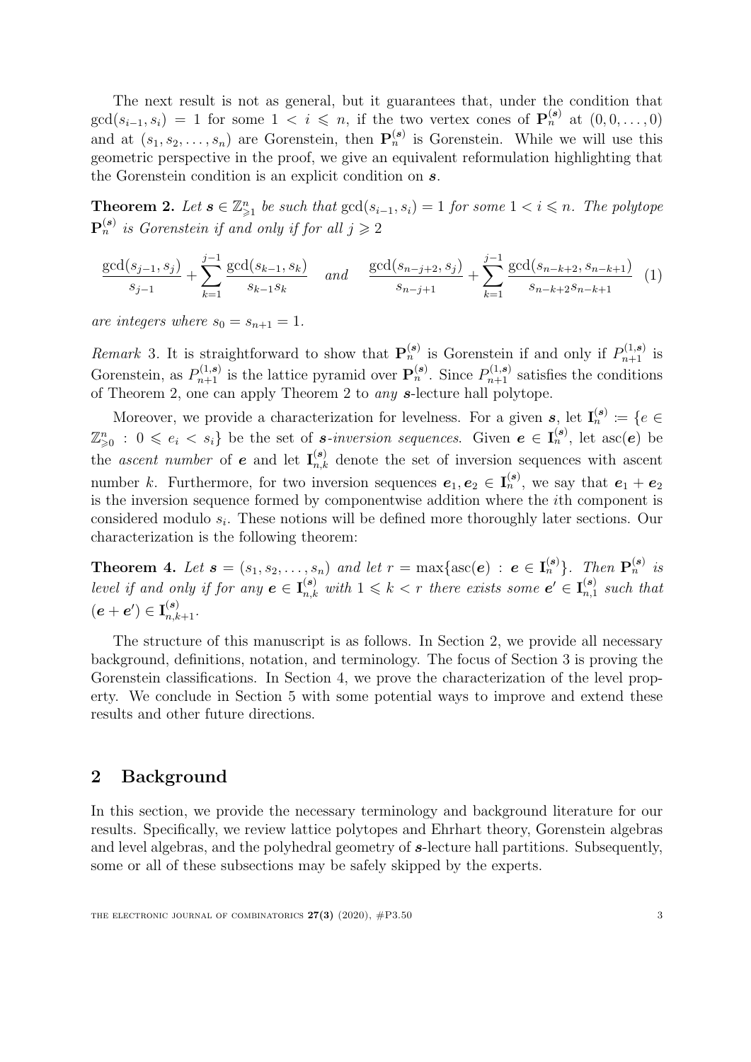The next result is not as general, but it guarantees that, under the condition that $\gcd(s_{i-1}, s_i) = 1$ for some $1 < i \leqslant n$, if the two vertex cones of $\mathbf{P}_n^{(\boldsymbol{s})}$ at $(0, 0, \ldots, 0)$ and at $(s_1, s_2, \ldots, s_n)$ are Gorenstein, then $\mathbf{P}_n^{(\boldsymbol{s})}$ is Gorenstein. While we will use this geometric perspective in the proof, we give an equivalent reformulation highlighting that the Gorenstein condition is an explicit condition on $\boldsymbol{s}$.

**Theorem 2.** *Let $\boldsymbol{s} \in \mathbb{Z}_{\geqslant 1}^n$ be such that $\gcd(s_{i-1}, s_i) = 1$ for some $1 < i \leqslant n$. The polytope $\mathbf{P}_n^{(\boldsymbol{s})}$ is Gorenstein if and only if for all $j \geqslant 2$*

$$\frac{\gcd(s_{j-1}, s_j)}{s_{j-1}} + \sum_{k=1}^{j-1} \frac{\gcd(s_{k-1}, s_k)}{s_{k-1}s_k} \quad \text{and} \quad \frac{\gcd(s_{n-j+2}, s_j)}{s_{n-j+1}} + \sum_{k=1}^{j-1} \frac{\gcd(s_{n-k+2}, s_{n-k+1})}{s_{n-k+2}s_{n-k+1}} \quad (1)$$

*are integers where $s_0 = s_{n+1} = 1$.*

*Remark* 3. It is straightforward to show that $\mathbf{P}_n^{(\boldsymbol{s})}$ is Gorenstein if and only if $P_{n+1}^{(1,\boldsymbol{s})}$ is Gorenstein, as $P_{n+1}^{(1,\boldsymbol{s})}$ is the lattice pyramid over $\mathbf{P}_n^{(\boldsymbol{s})}$. Since $P_{n+1}^{(1,\boldsymbol{s})}$ satisfies the conditions of Theorem 2, one can apply Theorem 2 to *any* $\boldsymbol{s}$-lecture hall polytope.

Moreover, we provide a characterization for levelness. For a given $\boldsymbol{s}$, let $\mathbf{I}_n^{(\boldsymbol{s})} := \{e \in \mathbb{Z}_{\geqslant 0}^n : 0 \leqslant e_i < s_i\}$ be the set of *$\boldsymbol{s}$-inversion sequences*. Given $\boldsymbol{e} \in \mathbf{I}_n^{(\boldsymbol{s})}$, let $\operatorname{asc}(\boldsymbol{e})$ be the *ascent number* of $\boldsymbol{e}$ and let $\mathbf{I}_{n,k}^{(\boldsymbol{s})}$ denote the set of inversion sequences with ascent number $k$. Furthermore, for two inversion sequences $\boldsymbol{e}_1, \boldsymbol{e}_2 \in \mathbf{I}_n^{(\boldsymbol{s})}$, we say that $\boldsymbol{e}_1 + \boldsymbol{e}_2$ is the inversion sequence formed by componentwise addition where the $i$th component is considered modulo $s_i$. These notions will be defined more thoroughly later sections. Our characterization is the following theorem:

**Theorem 4.** *Let $\boldsymbol{s} = (s_1, s_2, \ldots, s_n)$ and let $r = \max\{\operatorname{asc}(\boldsymbol{e}) : \boldsymbol{e} \in \mathbf{I}_n^{(\boldsymbol{s})}\}$. Then $\mathbf{P}_n^{(\boldsymbol{s})}$ is level if and only if for any $\boldsymbol{e} \in \mathbf{I}_{n,k}^{(\boldsymbol{s})}$ with $1 \leqslant k < r$ there exists some $\boldsymbol{e}' \in \mathbf{I}_{n,1}^{(\boldsymbol{s})}$ such that $(\boldsymbol{e} + \boldsymbol{e}') \in \mathbf{I}_{n,k+1}^{(\boldsymbol{s})}$.*

The structure of this manuscript is as follows. In Section 2, we provide all necessary background, definitions, notation, and terminology. The focus of Section 3 is proving the Gorenstein classifications. In Section 4, we prove the characterization of the level property. We conclude in Section 5 with some potential ways to improve and extend these results and other future directions.

## 2 Background

In this section, we provide the necessary terminology and background literature for our results. Specifically, we review lattice polytopes and Ehrhart theory, Gorenstein algebras and level algebras, and the polyhedral geometry of $\boldsymbol{s}$-lecture hall partitions. Subsequently, some or all of these subsections may be safely skipped by the experts.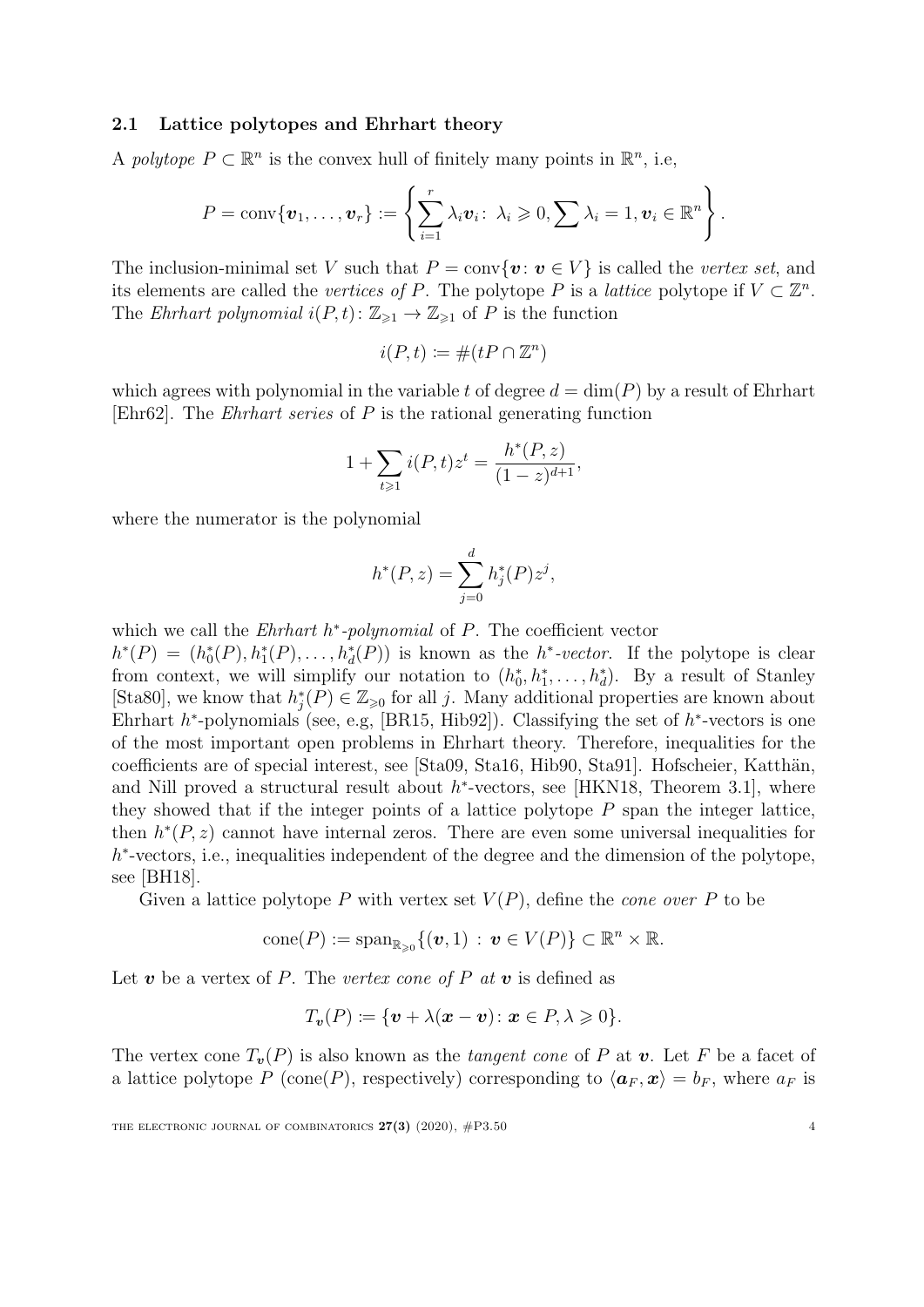### 2.1 Lattice polytopes and Ehrhart theory

A *polytope* $P \subset \mathbb{R}^n$ is the convex hull of finitely many points in $\mathbb{R}^n$, i.e,

$$P = \operatorname{conv}\{\boldsymbol{v}_1, \ldots, \boldsymbol{v}_r\} := \left\{ \sum_{i=1}^{r} \lambda_i \boldsymbol{v}_i \colon \lambda_i \geqslant 0, \sum \lambda_i = 1, \boldsymbol{v}_i \in \mathbb{R}^n \right\}.$$

The inclusion-minimal set $V$ such that $P = \operatorname{conv}\{\boldsymbol{v} \colon \boldsymbol{v} \in V\}$ is called the *vertex set*, and its elements are called the *vertices of* $P$. The polytope $P$ is a *lattice* polytope if $V \subset \mathbb{Z}^n$. The *Ehrhart polynomial* $i(P,t) \colon \mathbb{Z}_{\geqslant 1} \to \mathbb{Z}_{\geqslant 1}$ of $P$ is the function

$$i(P,t) \coloneqq \#(tP \cap \mathbb{Z}^n)$$

which agrees with polynomial in the variable $t$ of degree $d = \dim(P)$ by a result of Ehrhart [Ehr62]. The *Ehrhart series* of $P$ is the rational generating function

$$1 + \sum_{t \geqslant 1} i(P,t) z^t = \frac{h^*(P,z)}{(1-z)^{d+1}},$$

where the numerator is the polynomial

$$h^*(P,z) = \sum_{j=0}^{d} h_j^*(P) z^j,$$

which we call the *Ehrhart $h^*$-polynomial* of $P$. The coefficient vector $h^*(P) = (h_0^*(P), h_1^*(P), \ldots, h_d^*(P))$ is known as the *$h^*$-vector*. If the polytope is clear from context, we will simplify our notation to $(h_0^*, h_1^*, \ldots, h_d^*)$. By a result of Stanley [Sta80], we know that $h_j^*(P) \in \mathbb{Z}_{\geqslant 0}$ for all $j$. Many additional properties are known about Ehrhart $h^*$-polynomials (see, e.g, [BR15, Hib92]). Classifying the set of $h^*$-vectors is one of the most important open problems in Ehrhart theory. Therefore, inequalities for the coefficients are of special interest, see [Sta09, Sta16, Hib90, Sta91]. Hofscheier, Katthän, and Nill proved a structural result about $h^*$-vectors, see [HKN18, Theorem 3.1], where they showed that if the integer points of a lattice polytope $P$ span the integer lattice, then $h^*(P,z)$ cannot have internal zeros. There are even some universal inequalities for $h^*$-vectors, i.e., inequalities independent of the degree and the dimension of the polytope, see [BH18].

Given a lattice polytope $P$ with vertex set $V(P)$, define the *cone over* $P$ to be

$$\operatorname{cone}(P) := \operatorname{span}_{\mathbb{R}_{\geqslant 0}}\{(\boldsymbol{v}, 1) \,:\, \boldsymbol{v} \in V(P)\} \subset \mathbb{R}^n \times \mathbb{R}.$$

Let $\boldsymbol{v}$ be a vertex of $P$. The *vertex cone of $P$ at $\boldsymbol{v}$* is defined as

$$T_{\boldsymbol{v}}(P) \coloneqq \{\boldsymbol{v} + \lambda(\boldsymbol{x} - \boldsymbol{v}) \colon \boldsymbol{x} \in P, \lambda \geqslant 0\}.$$

The vertex cone $T_{\boldsymbol{v}}(P)$ is also known as the *tangent cone* of $P$ at $\boldsymbol{v}$. Let $F$ be a facet of a lattice polytope $P$ ($\operatorname{cone}(P)$, respectively) corresponding to $\langle \boldsymbol{a}_F, \boldsymbol{x} \rangle = b_F$, where $a_F$ is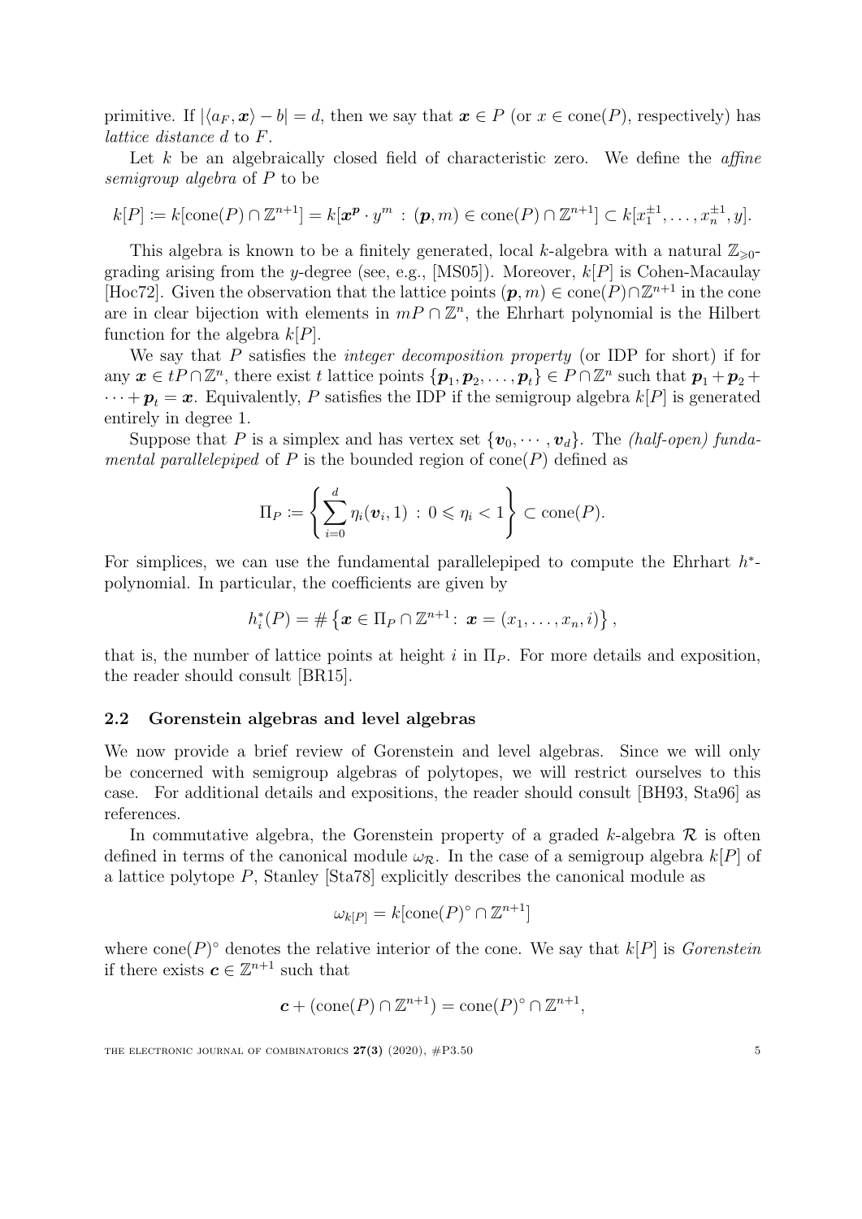primitive. If $|\langle a_F, \boldsymbol{x}\rangle - b| = d$, then we say that $\boldsymbol{x} \in P$ (or $x \in \operatorname{cone}(P)$, respectively) has *lattice distance* $d$ to $F$.

Let $k$ be an algebraically closed field of characteristic zero. We define the *affine semigroup algebra* of $P$ to be

$$k[P] := k[\operatorname{cone}(P) \cap \mathbb{Z}^{n+1}] = k[\boldsymbol{x}^{\boldsymbol{p}} \cdot y^m \,:\, (\boldsymbol{p}, m) \in \operatorname{cone}(P) \cap \mathbb{Z}^{n+1}] \subset k[x_1^{\pm 1}, \ldots, x_n^{\pm 1}, y].$$

This algebra is known to be a finitely generated, local $k$-algebra with a natural $\mathbb{Z}_{\geqslant 0}$-grading arising from the $y$-degree (see, e.g., [MS05]). Moreover, $k[P]$ is Cohen-Macaulay [Hoc72]. Given the observation that the lattice points $(\boldsymbol{p}, m) \in \operatorname{cone}(P) \cap \mathbb{Z}^{n+1}$ in the cone are in clear bijection with elements in $mP \cap \mathbb{Z}^n$, the Ehrhart polynomial is the Hilbert function for the algebra $k[P]$.

We say that $P$ satisfies the *integer decomposition property* (or IDP for short) if for any $\boldsymbol{x} \in tP \cap \mathbb{Z}^n$, there exist $t$ lattice points $\{\boldsymbol{p}_1, \boldsymbol{p}_2, \ldots, \boldsymbol{p}_t\} \in P \cap \mathbb{Z}^n$ such that $\boldsymbol{p}_1 + \boldsymbol{p}_2 + \cdots + \boldsymbol{p}_t = \boldsymbol{x}$. Equivalently, $P$ satisfies the IDP if the semigroup algebra $k[P]$ is generated entirely in degree 1.

Suppose that $P$ is a simplex and has vertex set $\{\boldsymbol{v}_0, \cdots, \boldsymbol{v}_d\}$. The *(half-open) fundamental parallelepiped* of $P$ is the bounded region of $\operatorname{cone}(P)$ defined as

$$\Pi_P := \left\{ \sum_{i=0}^{d} \eta_i(\boldsymbol{v}_i, 1) \,:\, 0 \leqslant \eta_i < 1 \right\} \subset \operatorname{cone}(P).$$

For simplices, we can use the fundamental parallelepiped to compute the Ehrhart $h^*$-polynomial. In particular, the coefficients are given by

$$h_i^*(P) = \#\left\{ \boldsymbol{x} \in \Pi_P \cap \mathbb{Z}^{n+1} \colon \boldsymbol{x} = (x_1, \ldots, x_n, i) \right\},$$

that is, the number of lattice points at height $i$ in $\Pi_P$. For more details and exposition, the reader should consult [BR15].

### 2.2 Gorenstein algebras and level algebras

We now provide a brief review of Gorenstein and level algebras. Since we will only be concerned with semigroup algebras of polytopes, we will restrict ourselves to this case. For additional details and expositions, the reader should consult [BH93, Sta96] as references.

In commutative algebra, the Gorenstein property of a graded $k$-algebra $\mathcal{R}$ is often defined in terms of the canonical module $\omega_{\mathcal{R}}$. In the case of a semigroup algebra $k[P]$ of a lattice polytope $P$, Stanley [Sta78] explicitly describes the canonical module as

$$\omega_{k[P]} = k[\operatorname{cone}(P)^\circ \cap \mathbb{Z}^{n+1}]$$

where $\operatorname{cone}(P)^\circ$ denotes the relative interior of the cone. We say that $k[P]$ is *Gorenstein* if there exists $\boldsymbol{c} \in \mathbb{Z}^{n+1}$ such that

$$\boldsymbol{c} + (\operatorname{cone}(P) \cap \mathbb{Z}^{n+1}) = \operatorname{cone}(P)^\circ \cap \mathbb{Z}^{n+1},$$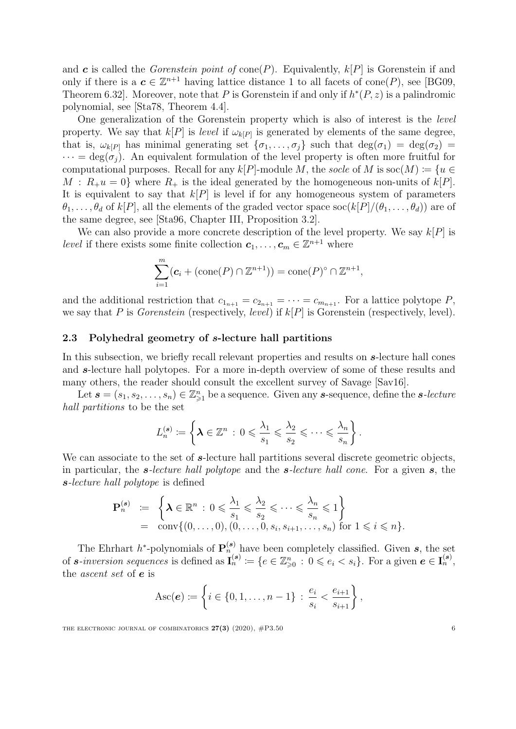and $\boldsymbol{c}$ is called the *Gorenstein point of* cone$(P)$. Equivalently, $k[P]$ is Gorenstein if and only if there is a $\boldsymbol{c} \in \mathbb{Z}^{n+1}$ having lattice distance 1 to all facets of cone$(P)$, see [BG09, Theorem 6.32]. Moreover, note that $P$ is Gorenstein if and only if $h^*(P, z)$ is a palindromic polynomial, see [Sta78, Theorem 4.4].

One generalization of the Gorenstein property which is also of interest is the *level* property. We say that $k[P]$ is *level* if $\omega_{k[P]}$ is generated by elements of the same degree, that is, $\omega_{k[P]}$ has minimal generating set $\{\sigma_1, \ldots, \sigma_j\}$ such that $\deg(\sigma_1) = \deg(\sigma_2) = \cdots = \deg(\sigma_j)$. An equivalent formulation of the level property is often more fruitful for computational purposes. Recall for any $k[P]$-module $M$, the *socle* of $M$ is $\operatorname{soc}(M) := \{u \in M : R_+ u = 0\}$ where $R_+$ is the ideal generated by the homogeneous non-units of $k[P]$. It is equivalent to say that $k[P]$ is level if for any homogeneous system of parameters $\theta_1, \ldots, \theta_d$ of $k[P]$, all the elements of the graded vector space $\operatorname{soc}(k[P]/(\theta_1, \ldots, \theta_d))$ are of the same degree, see [Sta96, Chapter III, Proposition 3.2].

We can also provide a more concrete description of the level property. We say $k[P]$ is *level* if there exists some finite collection $\boldsymbol{c}_1, \ldots, \boldsymbol{c}_m \in \mathbb{Z}^{n+1}$ where

$$\sum_{i=1}^{m} (\boldsymbol{c}_i + (\operatorname{cone}(P) \cap \mathbb{Z}^{n+1})) = \operatorname{cone}(P)^\circ \cap \mathbb{Z}^{n+1},$$

and the additional restriction that $c_{1_{n+1}} = c_{2_{n+1}} = \cdots = c_{m_{n+1}}$. For a lattice polytope $P$, we say that $P$ is *Gorenstein* (respectively, *level*) if $k[P]$ is Gorenstein (respectively, level).

### 2.3 Polyhedral geometry of $\boldsymbol{s}$-lecture hall partitions

In this subsection, we briefly recall relevant properties and results on $\boldsymbol{s}$-lecture hall cones and $\boldsymbol{s}$-lecture hall polytopes. For a more in-depth overview of some of these results and many others, the reader should consult the excellent survey of Savage [Sav16].

Let $\boldsymbol{s} = (s_1, s_2, \ldots, s_n) \in \mathbb{Z}^n_{\geqslant 1}$ be a sequence. Given any $\boldsymbol{s}$-sequence, define the ***s*-lecture hall partitions** to be the set

$$L_n^{(\boldsymbol{s})} := \left\{ \boldsymbol{\lambda} \in \mathbb{Z}^n \, : \, 0 \leqslant \frac{\lambda_1}{s_1} \leqslant \frac{\lambda_2}{s_2} \leqslant \cdots \leqslant \frac{\lambda_n}{s_n} \right\}.$$

We can associate to the set of $\boldsymbol{s}$-lecture hall partitions several discrete geometric objects, in particular, the ***s*-lecture hall polytope** and the ***s*-lecture hall cone**. For a given $\boldsymbol{s}$, the ***s*-lecture hall polytope** is defined

$$\begin{aligned}
\mathbf{P}_n^{(\boldsymbol{s})} &:= \left\{ \boldsymbol{\lambda} \in \mathbb{R}^n \, : \, 0 \leqslant \frac{\lambda_1}{s_1} \leqslant \frac{\lambda_2}{s_2} \leqslant \cdots \leqslant \frac{\lambda_n}{s_n} \leqslant 1 \right\} \\
&= \operatorname{conv}\{(0, \ldots, 0), (0, \ldots, 0, s_i, s_{i+1}, \ldots, s_n) \text{ for } 1 \leqslant i \leqslant n\}.
\end{aligned}$$

The Ehrhart $h^*$-polynomials of $\mathbf{P}_n^{(\boldsymbol{s})}$ have been completely classified. Given $\boldsymbol{s}$, the set of ***s*-inversion sequences** is defined as $\mathbf{I}_n^{(\boldsymbol{s})} := \{e \in \mathbb{Z}^n_{\geqslant 0} \, : \, 0 \leqslant e_i < s_i\}$. For a given $\boldsymbol{e} \in \mathbf{I}_n^{(\boldsymbol{s})}$, the *ascent set* of $\boldsymbol{e}$ is

$$\operatorname{Asc}(\boldsymbol{e}) := \left\{ i \in \{0, 1, \ldots, n-1\} \, : \, \frac{e_i}{s_i} < \frac{e_{i+1}}{s_{i+1}} \right\},$$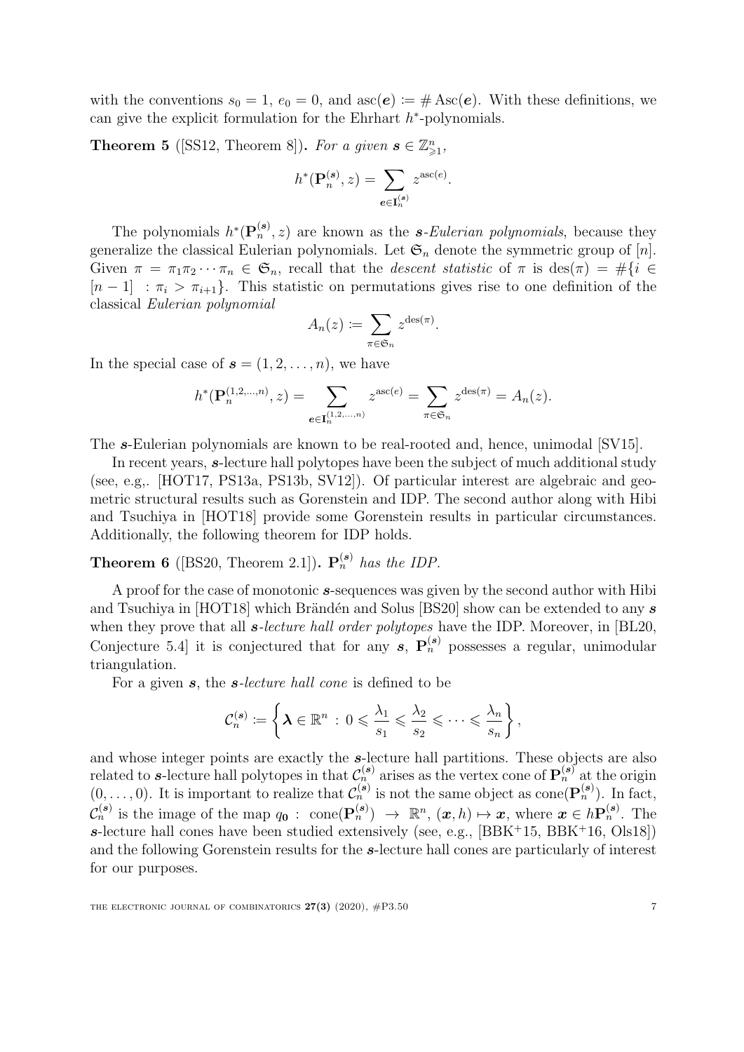with the conventions $s_0 = 1$, $e_0 = 0$, and $\mathrm{asc}(\boldsymbol{e}) := \#\,\mathrm{Asc}(\boldsymbol{e})$. With these definitions, we can give the explicit formulation for the Ehrhart $h^*$-polynomials.

**Theorem 5** ([SS12, Theorem 8]). *For a given $\boldsymbol{s} \in \mathbb{Z}^n_{\geqslant 1}$,*

$$h^*(\mathbf{P}_n^{(\boldsymbol{s})}, z) = \sum_{\boldsymbol{e} \in \mathbf{I}_n^{(\boldsymbol{s})}} z^{\mathrm{asc}(e)}.$$

The polynomials $h^*(\mathbf{P}_n^{(\boldsymbol{s})}, z)$ are known as the ***s**-Eulerian polynomials*, because they generalize the classical Eulerian polynomials. Let $\mathfrak{S}_n$ denote the symmetric group of $[n]$. Given $\pi = \pi_1\pi_2\cdots\pi_n \in \mathfrak{S}_n$, recall that the *descent statistic* of $\pi$ is $\mathrm{des}(\pi) = \#\{i \in [n-1] \ : \pi_i > \pi_{i+1}\}$. This statistic on permutations gives rise to one definition of the classical *Eulerian polynomial*

$$A_n(z) := \sum_{\pi \in \mathfrak{S}_n} z^{\mathrm{des}(\pi)}.$$

In the special case of $\boldsymbol{s} = (1, 2, \ldots, n)$, we have

$$h^*(\mathbf{P}_n^{(1,2,\ldots,n)}, z) = \sum_{\boldsymbol{e} \in \mathbf{I}_n^{(1,2,\ldots,n)}} z^{\mathrm{asc}(e)} = \sum_{\pi \in \mathfrak{S}_n} z^{\mathrm{des}(\pi)} = A_n(z).$$

The $\boldsymbol{s}$-Eulerian polynomials are known to be real-rooted and, hence, unimodal [SV15].

In recent years, $\boldsymbol{s}$-lecture hall polytopes have been the subject of much additional study (see, e.g,. [HOT17, PS13a, PS13b, SV12]). Of particular interest are algebraic and geometric structural results such as Gorenstein and IDP. The second author along with Hibi and Tsuchiya in [HOT18] provide some Gorenstein results in particular circumstances. Additionally, the following theorem for IDP holds.

**Theorem 6** ([BS20, Theorem 2.1]). *$\mathbf{P}_n^{(\boldsymbol{s})}$ has the IDP.*

A proof for the case of monotonic $\boldsymbol{s}$-sequences was given by the second author with Hibi and Tsuchiya in [HOT18] which Brändén and Solus [BS20] show can be extended to any $\boldsymbol{s}$ when they prove that all ***s**-lecture hall order polytopes* have the IDP. Moreover, in [BL20, Conjecture 5.4] it is conjectured that for any $\boldsymbol{s}$, $\mathbf{P}_n^{(\boldsymbol{s})}$ possesses a regular, unimodular triangulation.

For a given $\boldsymbol{s}$, the ***s**-lecture hall cone* is defined to be

$$\mathcal{C}_n^{(\boldsymbol{s})} := \left\{ \boldsymbol{\lambda} \in \mathbb{R}^n \, : \, 0 \leqslant \frac{\lambda_1}{s_1} \leqslant \frac{\lambda_2}{s_2} \leqslant \cdots \leqslant \frac{\lambda_n}{s_n} \right\},$$

and whose integer points are exactly the $\boldsymbol{s}$-lecture hall partitions. These objects are also related to $\boldsymbol{s}$-lecture hall polytopes in that $\mathcal{C}_n^{(\boldsymbol{s})}$ arises as the vertex cone of $\mathbf{P}_n^{(\boldsymbol{s})}$ at the origin $(0, \ldots, 0)$. It is important to realize that $\mathcal{C}_n^{(\boldsymbol{s})}$ is not the same object as $\mathrm{cone}(\mathbf{P}_n^{(\boldsymbol{s})})$. In fact, $\mathcal{C}_n^{(\boldsymbol{s})}$ is the image of the map $q_{\mathbf{0}} : \ \mathrm{cone}(\mathbf{P}_n^{(\boldsymbol{s})}) \ \to \ \mathbb{R}^n$, $(\boldsymbol{x}, h) \mapsto \boldsymbol{x}$, where $\boldsymbol{x} \in h\mathbf{P}_n^{(\boldsymbol{s})}$. The $\boldsymbol{s}$-lecture hall cones have been studied extensively (see, e.g., [BBK+15, BBK+16, Ols18]) and the following Gorenstein results for the $\boldsymbol{s}$-lecture hall cones are particularly of interest for our purposes.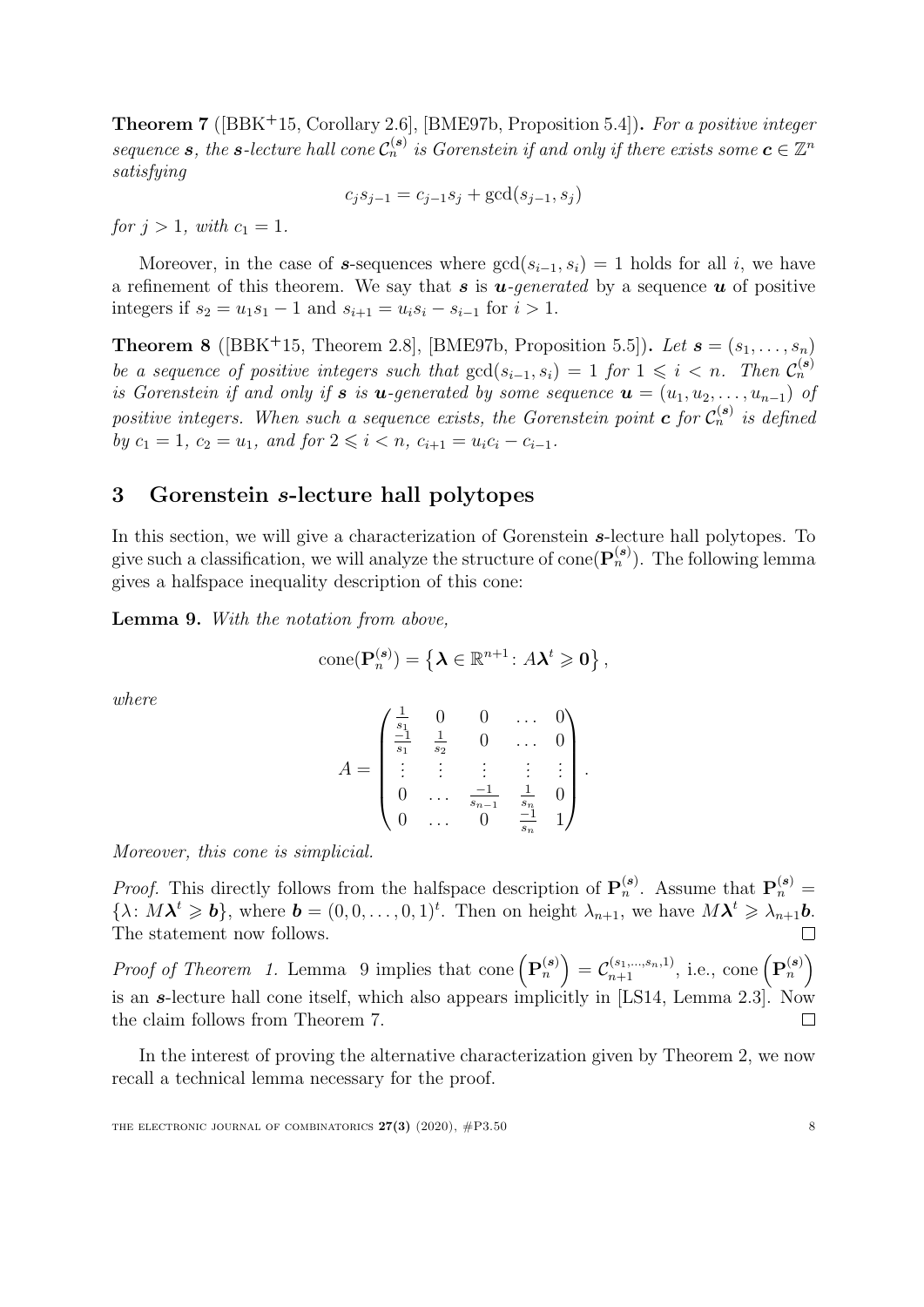**Theorem 7** ([BBK+15, Corollary 2.6], [BME97b, Proposition 5.4])**.** *For a positive integer sequence $\boldsymbol{s}$, the $\boldsymbol{s}$-lecture hall cone $\mathcal{C}_n^{(\boldsymbol{s})}$ is Gorenstein if and only if there exists some $\boldsymbol{c} \in \mathbb{Z}^n$ satisfying*

$$c_j s_{j-1} = c_{j-1} s_j + \gcd(s_{j-1}, s_j)$$

*for $j > 1$, with $c_1 = 1$.*

Moreover, in the case of $\boldsymbol{s}$-sequences where $\gcd(s_{i-1}, s_i) = 1$ holds for all $i$, we have a refinement of this theorem. We say that $\boldsymbol{s}$ is $\boldsymbol{u}$*-generated* by a sequence $\boldsymbol{u}$ of positive integers if $s_2 = u_1 s_1 - 1$ and $s_{i+1} = u_i s_i - s_{i-1}$ for $i > 1$.

**Theorem 8** ([BBK+15, Theorem 2.8], [BME97b, Proposition 5.5])**.** *Let $\boldsymbol{s} = (s_1, \ldots, s_n)$ be a sequence of positive integers such that $\gcd(s_{i-1}, s_i) = 1$ for $1 \leqslant i < n$. Then $\mathcal{C}_n^{(\boldsymbol{s})}$ is Gorenstein if and only if $\boldsymbol{s}$ is $\boldsymbol{u}$-generated by some sequence $\boldsymbol{u} = (u_1, u_2, \ldots, u_{n-1})$ of positive integers. When such a sequence exists, the Gorenstein point $\boldsymbol{c}$ for $\mathcal{C}_n^{(\boldsymbol{s})}$ is defined by $c_1 = 1$, $c_2 = u_1$, and for $2 \leqslant i < n$, $c_{i+1} = u_i c_i - c_{i-1}$.*

## 3 Gorenstein $s$-lecture hall polytopes

In this section, we will give a characterization of Gorenstein $\boldsymbol{s}$-lecture hall polytopes. To give such a classification, we will analyze the structure of $\operatorname{cone}(\mathbf{P}_n^{(\boldsymbol{s})})$. The following lemma gives a halfspace inequality description of this cone:

**Lemma 9.** *With the notation from above,*

$$\operatorname{cone}(\mathbf{P}_n^{(\boldsymbol{s})}) = \left\{ \boldsymbol{\lambda} \in \mathbb{R}^{n+1} \colon A\boldsymbol{\lambda}^t \geqslant \mathbf{0} \right\},$$

*where*

$$A = \begin{pmatrix} \frac{1}{s_1} & 0 & 0 & \ldots & 0 \\ \frac{-1}{s_1} & \frac{1}{s_2} & 0 & \ldots & 0 \\ \vdots & \vdots & \vdots & \vdots & \vdots \\ 0 & \ldots & \frac{-1}{s_{n-1}} & \frac{1}{s_n} & 0 \\ 0 & \ldots & 0 & \frac{-1}{s_n} & 1 \end{pmatrix}.$$

*Moreover, this cone is simplicial.*

*Proof.* This directly follows from the halfspace description of $\mathbf{P}_n^{(\boldsymbol{s})}$. Assume that $\mathbf{P}_n^{(\boldsymbol{s})} = \{\lambda \colon M\boldsymbol{\lambda}^t \geqslant \boldsymbol{b}\}$, where $\boldsymbol{b} = (0, 0, \ldots, 0, 1)^t$. Then on height $\lambda_{n+1}$, we have $M\boldsymbol{\lambda}^t \geqslant \lambda_{n+1}\boldsymbol{b}$. The statement now follows. □

*Proof of Theorem 1.* Lemma 9 implies that $\operatorname{cone}\left(\mathbf{P}_n^{(\boldsymbol{s})}\right) = \mathcal{C}_{n+1}^{(s_1, \ldots, s_n, 1)}$, i.e., $\operatorname{cone}\left(\mathbf{P}_n^{(\boldsymbol{s})}\right)$ is an $\boldsymbol{s}$-lecture hall cone itself, which also appears implicitly in [LS14, Lemma 2.3]. Now the claim follows from Theorem 7. □

In the interest of proving the alternative characterization given by Theorem 2, we now recall a technical lemma necessary for the proof.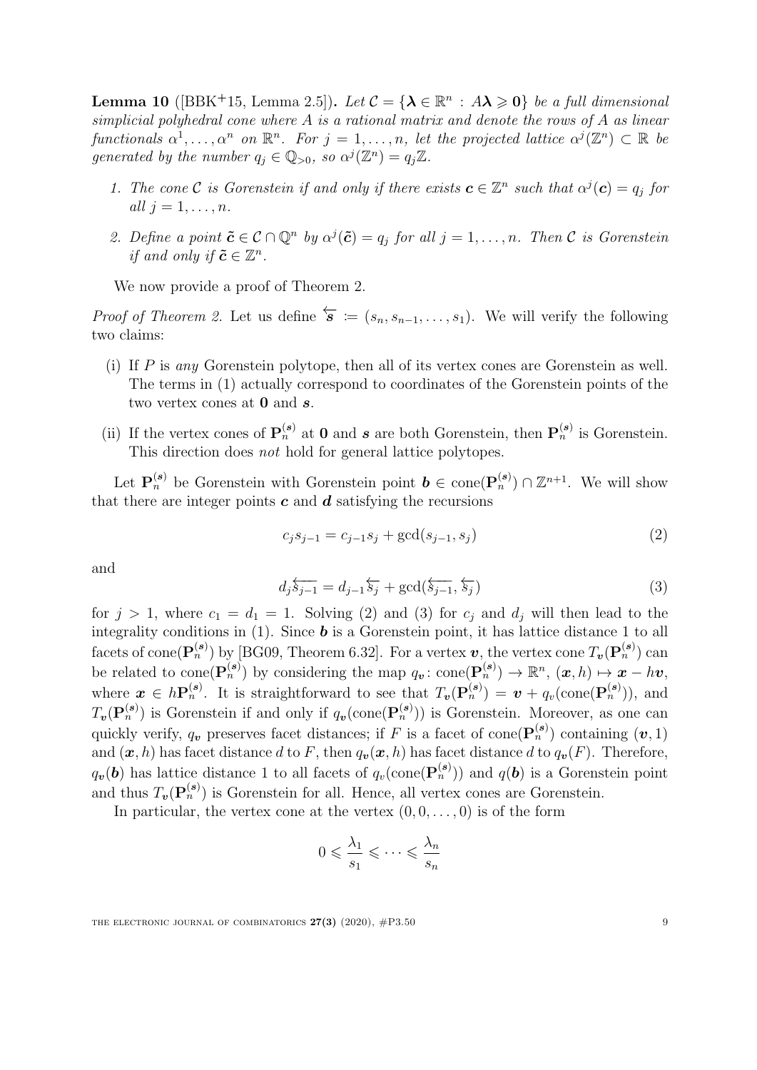**Lemma 10** ([BBK+15, Lemma 2.5])**.** *Let $\mathcal{C} = \{\boldsymbol{\lambda} \in \mathbb{R}^n : A\boldsymbol{\lambda} \geqslant \mathbf{0}\}$ be a full dimensional simplicial polyhedral cone where $A$ is a rational matrix and denote the rows of $A$ as linear functionals $\alpha^1, \ldots, \alpha^n$ on $\mathbb{R}^n$. For $j = 1, \ldots, n$, let the projected lattice $\alpha^j(\mathbb{Z}^n) \subset \mathbb{R}$ be generated by the number $q_j \in \mathbb{Q}_{>0}$, so $\alpha^j(\mathbb{Z}^n) = q_j\mathbb{Z}$.*

1. *The cone $\mathcal{C}$ is Gorenstein if and only if there exists $\boldsymbol{c} \in \mathbb{Z}^n$ such that $\alpha^j(\boldsymbol{c}) = q_j$ for all $j = 1, \ldots, n$.*
2. *Define a point $\tilde{\boldsymbol{c}} \in \mathcal{C} \cap \mathbb{Q}^n$ by $\alpha^j(\tilde{\boldsymbol{c}}) = q_j$ for all $j = 1, \ldots, n$. Then $\mathcal{C}$ is Gorenstein if and only if $\tilde{\boldsymbol{c}} \in \mathbb{Z}^n$.*

We now provide a proof of Theorem 2.

*Proof of Theorem 2.* Let us define $\overleftarrow{\boldsymbol{s}} := (s_n, s_{n-1}, \ldots, s_1)$. We will verify the following two claims:

(i) If $P$ is *any* Gorenstein polytope, then all of its vertex cones are Gorenstein as well. The terms in (1) actually correspond to coordinates of the Gorenstein points of the two vertex cones at $\mathbf{0}$ and $\boldsymbol{s}$.

(ii) If the vertex cones of $\mathbf{P}_n^{(\boldsymbol{s})}$ at $\mathbf{0}$ and $\boldsymbol{s}$ are both Gorenstein, then $\mathbf{P}_n^{(\boldsymbol{s})}$ is Gorenstein. This direction does *not* hold for general lattice polytopes.

Let $\mathbf{P}_n^{(\boldsymbol{s})}$ be Gorenstein with Gorenstein point $\boldsymbol{b} \in \operatorname{cone}(\mathbf{P}_n^{(\boldsymbol{s})}) \cap \mathbb{Z}^{n+1}$. We will show that there are integer points $\boldsymbol{c}$ and $\boldsymbol{d}$ satisfying the recursions

$$c_j s_{j-1} = c_{j-1} s_j + \gcd(s_{j-1}, s_j) \tag{2}$$

and

$$d_j \overleftarrow{s_{j-1}} = d_{j-1} \overleftarrow{s_j} + \gcd(\overleftarrow{s_{j-1}}, \overleftarrow{s_j}) \tag{3}$$

for $j > 1$, where $c_1 = d_1 = 1$. Solving (2) and (3) for $c_j$ and $d_j$ will then lead to the integrality conditions in (1). Since $\boldsymbol{b}$ is a Gorenstein point, it has lattice distance 1 to all facets of $\operatorname{cone}(\mathbf{P}_n^{(\boldsymbol{s})})$ by [BG09, Theorem 6.32]. For a vertex $\boldsymbol{v}$, the vertex cone $T_{\boldsymbol{v}}(\mathbf{P}_n^{(\boldsymbol{s})})$ can be related to $\operatorname{cone}(\mathbf{P}_n^{(\boldsymbol{s})})$ by considering the map $q_{\boldsymbol{v}} \colon \operatorname{cone}(\mathbf{P}_n^{(\boldsymbol{s})}) \to \mathbb{R}^n$, $(\boldsymbol{x}, h) \mapsto \boldsymbol{x} - h\boldsymbol{v}$, where $\boldsymbol{x} \in h\mathbf{P}_n^{(\boldsymbol{s})}$. It is straightforward to see that $T_{\boldsymbol{v}}(\mathbf{P}_n^{(\boldsymbol{s})}) = \boldsymbol{v} + q_v(\operatorname{cone}(\mathbf{P}_n^{(\boldsymbol{s})}))$, and $T_{\boldsymbol{v}}(\mathbf{P}_n^{(\boldsymbol{s})})$ is Gorenstein if and only if $q_{\boldsymbol{v}}(\operatorname{cone}(\mathbf{P}_n^{(\boldsymbol{s})}))$ is Gorenstein. Moreover, as one can quickly verify, $q_{\boldsymbol{v}}$ preserves facet distances; if $F$ is a facet of $\operatorname{cone}(\mathbf{P}_n^{(\boldsymbol{s})})$ containing $(\boldsymbol{v}, 1)$ and $(\boldsymbol{x}, h)$ has facet distance $d$ to $F$, then $q_{\boldsymbol{v}}(\boldsymbol{x}, h)$ has facet distance $d$ to $q_{\boldsymbol{v}}(F)$. Therefore, $q_{\boldsymbol{v}}(\boldsymbol{b})$ has lattice distance 1 to all facets of $q_v(\operatorname{cone}(\mathbf{P}_n^{(\boldsymbol{s})}))$ and $q(\boldsymbol{b})$ is a Gorenstein point and thus $T_{\boldsymbol{v}}(\mathbf{P}_n^{(\boldsymbol{s})})$ is Gorenstein for all. Hence, all vertex cones are Gorenstein.

In particular, the vertex cone at the vertex $(0, 0, \ldots, 0)$ is of the form

$$0 \leqslant \frac{\lambda_1}{s_1} \leqslant \cdots \leqslant \frac{\lambda_n}{s_n}$$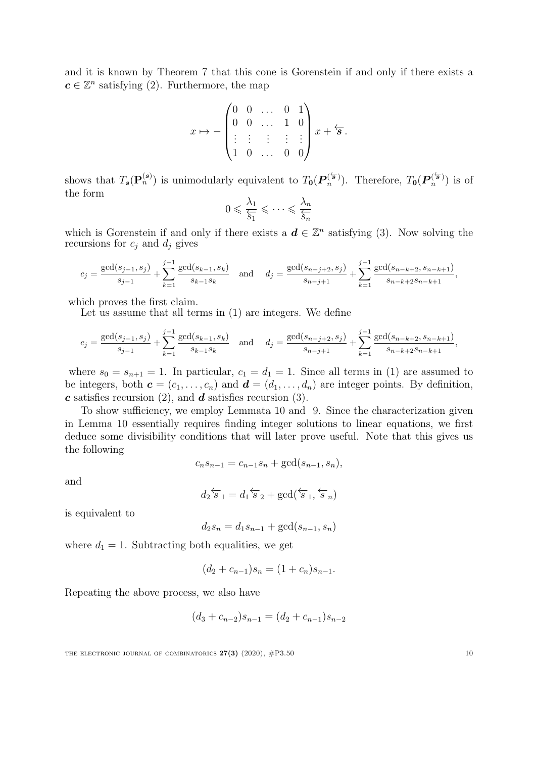and it is known by Theorem 7 that this cone is Gorenstein if and only if there exists a $\boldsymbol{c} \in \mathbb{Z}^n$ satisfying (2). Furthermore, the map

$$x \mapsto -\begin{pmatrix} 0 & 0 & \dots & 0 & 1 \\ 0 & 0 & \dots & 1 & 0 \\ \vdots & \vdots & \vdots & \vdots & \vdots \\ 1 & 0 & \dots & 0 & 0 \end{pmatrix} x + \overleftarrow{\boldsymbol{s}}.$$

shows that $T_{\boldsymbol{s}}(\mathbf{P}_n^{(\boldsymbol{s})})$ is unimodularly equivalent to $T_{\boldsymbol{0}}(\boldsymbol{P}_n^{(\overleftarrow{\boldsymbol{s}})})$. Therefore, $T_{\boldsymbol{0}}(\boldsymbol{P}_n^{(\overleftarrow{\boldsymbol{s}})})$ is of the form

$$0 \leqslant \frac{\lambda_1}{\overleftarrow{s}_1} \leqslant \cdots \leqslant \frac{\lambda_n}{\overleftarrow{s}_n}$$

which is Gorenstein if and only if there exists a $\boldsymbol{d} \in \mathbb{Z}^n$ satisfying (3). Now solving the recursions for $c_j$ and $d_j$ gives

$$c_j = \frac{\gcd(s_{j-1}, s_j)}{s_{j-1}} + \sum_{k=1}^{j-1} \frac{\gcd(s_{k-1}, s_k)}{s_{k-1}s_k} \quad \text{and} \quad d_j = \frac{\gcd(s_{n-j+2}, s_j)}{s_{n-j+1}} + \sum_{k=1}^{j-1} \frac{\gcd(s_{n-k+2}, s_{n-k+1})}{s_{n-k+2}s_{n-k+1}},$$

which proves the first claim.

Let us assume that all terms in (1) are integers. We define

$$c_j = \frac{\gcd(s_{j-1}, s_j)}{s_{j-1}} + \sum_{k=1}^{j-1} \frac{\gcd(s_{k-1}, s_k)}{s_{k-1}s_k} \quad \text{and} \quad d_j = \frac{\gcd(s_{n-j+2}, s_j)}{s_{n-j+1}} + \sum_{k=1}^{j-1} \frac{\gcd(s_{n-k+2}, s_{n-k+1})}{s_{n-k+2}s_{n-k+1}},$$

where $s_0 = s_{n+1} = 1$. In particular, $c_1 = d_1 = 1$. Since all terms in (1) are assumed to be integers, both $\boldsymbol{c} = (c_1, \dots, c_n)$ and $\boldsymbol{d} = (d_1, \dots, d_n)$ are integer points. By definition, $\boldsymbol{c}$ satisfies recursion (2), and $\boldsymbol{d}$ satisfies recursion (3).

To show sufficiency, we employ Lemmata 10 and 9. Since the characterization given in Lemma 10 essentially requires finding integer solutions to linear equations, we first deduce some divisibility conditions that will later prove useful. Note that this gives us the following

$$c_n s_{n-1} = c_{n-1}s_n + \gcd(s_{n-1}, s_n),$$

and

$$d_2 \overleftarrow{s}_1 = d_1 \overleftarrow{s}_2 + \gcd(\overleftarrow{s}_1, \overleftarrow{s}_n)$$

is equivalent to

$$d_2 s_n = d_1 s_{n-1} + \gcd(s_{n-1}, s_n)$$

where $d_1 = 1$. Subtracting both equalities, we get

$$(d_2 + c_{n-1})s_n = (1 + c_n)s_{n-1}.$$

Repeating the above process, we also have

$$(d_3 + c_{n-2})s_{n-1} = (d_2 + c_{n-1})s_{n-2}$$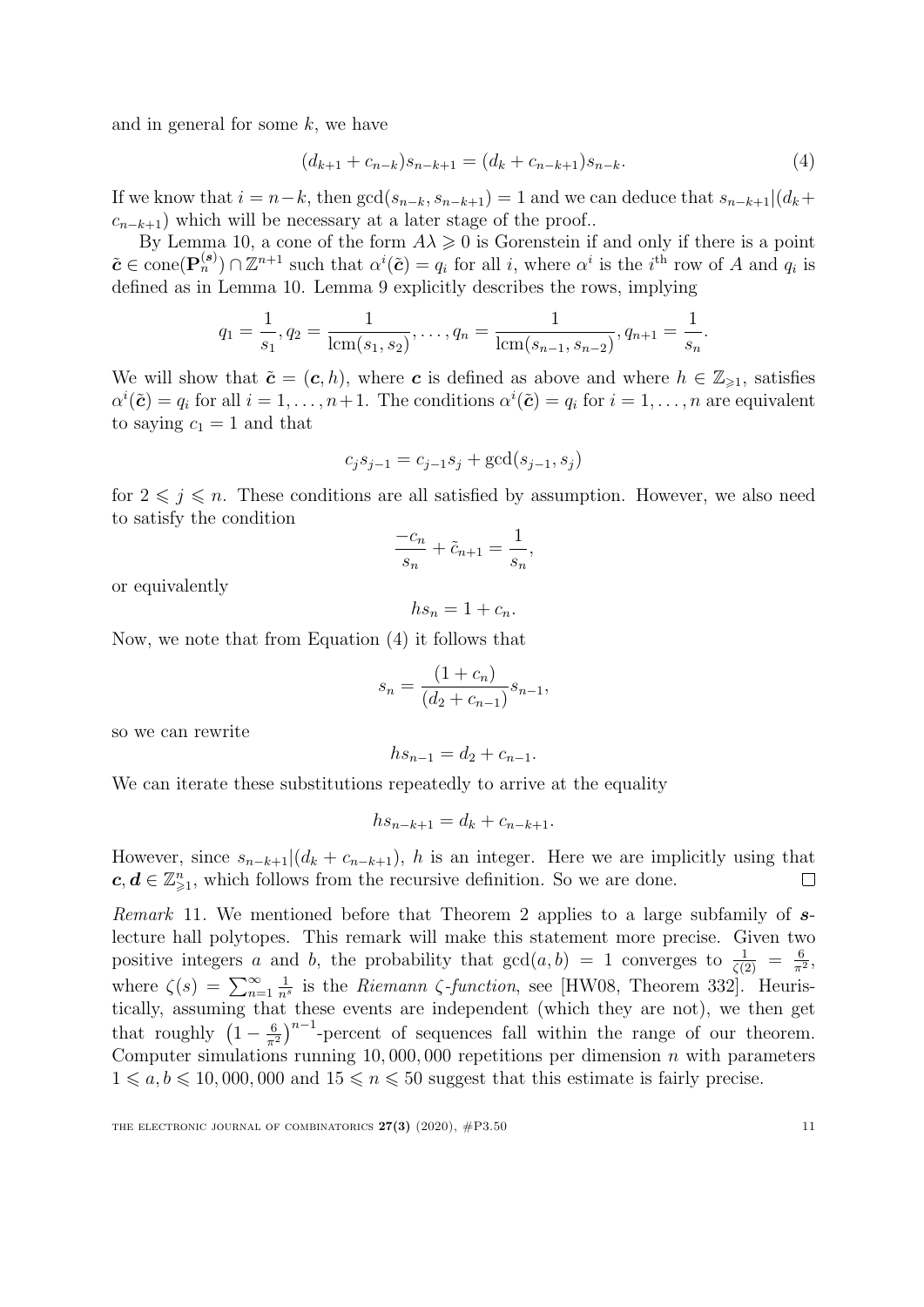and in general for some $k$, we have

$$(d_{k+1} + c_{n-k})s_{n-k+1} = (d_k + c_{n-k+1})s_{n-k}. \tag{4}$$

If we know that $i = n-k$, then $\gcd(s_{n-k}, s_{n-k+1}) = 1$ and we can deduce that $s_{n-k+1}|(d_k + c_{n-k+1})$ which will be necessary at a later stage of the proof..

By Lemma 10, a cone of the form $A\lambda \geqslant 0$ is Gorenstein if and only if there is a point $\tilde{\boldsymbol{c}} \in \operatorname{cone}(\mathbf{P}_n^{(\boldsymbol{s})}) \cap \mathbb{Z}^{n+1}$ such that $\alpha^i(\tilde{\boldsymbol{c}}) = q_i$ for all $i$, where $\alpha^i$ is the $i^{\text{th}}$ row of $A$ and $q_i$ is defined as in Lemma 10. Lemma 9 explicitly describes the rows, implying

$$q_1 = \frac{1}{s_1}, q_2 = \frac{1}{\operatorname{lcm}(s_1, s_2)}, \ldots, q_n = \frac{1}{\operatorname{lcm}(s_{n-1}, s_{n-2})}, q_{n+1} = \frac{1}{s_n}.$$

We will show that $\tilde{\boldsymbol{c}} = (\boldsymbol{c}, h)$, where $\boldsymbol{c}$ is defined as above and where $h \in \mathbb{Z}_{\geqslant 1}$, satisfies $\alpha^i(\tilde{\boldsymbol{c}}) = q_i$ for all $i = 1, \ldots, n+1$. The conditions $\alpha^i(\tilde{\boldsymbol{c}}) = q_i$ for $i = 1, \ldots, n$ are equivalent to saying $c_1 = 1$ and that

$$c_j s_{j-1} = c_{j-1}s_j + \gcd(s_{j-1}, s_j)$$

for $2 \leqslant j \leqslant n$. These conditions are all satisfied by assumption. However, we also need to satisfy the condition

$$\frac{-c_n}{s_n} + \tilde{c}_{n+1} = \frac{1}{s_n},$$

or equivalently

$$hs_n = 1 + c_n.$$

Now, we note that from Equation (4) it follows that

$$s_n = \frac{(1 + c_n)}{(d_2 + c_{n-1})}s_{n-1},$$

so we can rewrite

$$hs_{n-1} = d_2 + c_{n-1}.$$

We can iterate these substitutions repeatedly to arrive at the equality

$$hs_{n-k+1} = d_k + c_{n-k+1}.$$

However, since $s_{n-k+1}|(d_k + c_{n-k+1})$, $h$ is an integer. Here we are implicitly using that $\boldsymbol{c}, \boldsymbol{d} \in \mathbb{Z}^n_{\geqslant 1}$, which follows from the recursive definition. So we are done. $\square$

*Remark* 11. We mentioned before that Theorem 2 applies to a large subfamily of $\boldsymbol{s}$-lecture hall polytopes. This remark will make this statement more precise. Given two positive integers $a$ and $b$, the probability that $\gcd(a, b) = 1$ converges to $\frac{1}{\zeta(2)} = \frac{6}{\pi^2}$, where $\zeta(s) = \sum_{n=1}^{\infty} \frac{1}{n^s}$ is the *Riemann* $\zeta$*-function*, see [HW08, Theorem 332]. Heuristically, assuming that these events are independent (which they are not), we then get that roughly $\left(1 - \frac{6}{\pi^2}\right)^{n-1}$-percent of sequences fall within the range of our theorem. Computer simulations running $10,000,000$ repetitions per dimension $n$ with parameters $1 \leqslant a, b \leqslant 10,000,000$ and $15 \leqslant n \leqslant 50$ suggest that this estimate is fairly precise.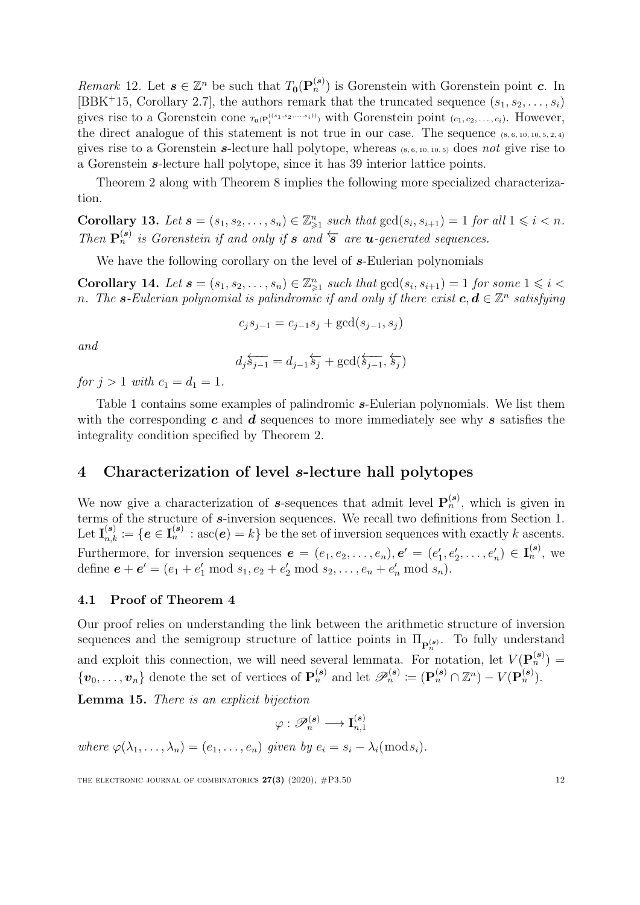*Remark* 12. Let $\boldsymbol{s} \in \mathbb{Z}^n$ be such that $T_{\mathbf{0}}(\mathbf{P}_n^{(\boldsymbol{s})})$ is Gorenstein with Gorenstein point $\boldsymbol{c}$. In [BBK+15, Corollary 2.7], the authors remark that the truncated sequence $(s_1, s_2, \ldots, s_i)$ gives rise to a Gorenstein cone $T_{\mathbf{0}}(\mathbf{P}_i^{((s_1,s_2,\ldots,s_i))})$ with Gorenstein point $(c_1, c_2, \ldots, c_i)$. However, the direct analogue of this statement is not true in our case. The sequence $(8, 6, 10, 10, 5, 2, 4)$ gives rise to a Gorenstein $\boldsymbol{s}$-lecture hall polytope, whereas $(8, 6, 10, 10, 5)$ does *not* give rise to a Gorenstein $\boldsymbol{s}$-lecture hall polytope, since it has 39 interior lattice points.

Theorem 2 along with Theorem 8 implies the following more specialized characterization.

**Corollary 13.** *Let* $\boldsymbol{s} = (s_1, s_2, \ldots, s_n) \in \mathbb{Z}_{\geqslant 1}^n$ *such that* $\gcd(s_i, s_{i+1}) = 1$ *for all* $1 \leqslant i < n$. *Then* $\mathbf{P}_n^{(\boldsymbol{s})}$ *is Gorenstein if and only if* $\boldsymbol{s}$ *and* $\overleftarrow{\boldsymbol{s}}$ *are* $\boldsymbol{u}$*-generated sequences.*

We have the following corollary on the level of $\boldsymbol{s}$-Eulerian polynomials

**Corollary 14.** *Let* $\boldsymbol{s} = (s_1, s_2, \ldots, s_n) \in \mathbb{Z}_{\geqslant 1}^n$ *such that* $\gcd(s_i, s_{i+1}) = 1$ *for some* $1 \leqslant i < n$. *The* $\boldsymbol{s}$*-Eulerian polynomial is palindromic if and only if there exist* $\boldsymbol{c}, \boldsymbol{d} \in \mathbb{Z}^n$ *satisfying*

$$c_j s_{j-1} = c_{j-1} s_j + \gcd(s_{j-1}, s_j)$$

*and*

$$d_j \overleftarrow{s_{j-1}} = d_{j-1} \overleftarrow{s_j} + \gcd(\overleftarrow{s_{j-1}}, \overleftarrow{s_j})$$

*for* $j > 1$ *with* $c_1 = d_1 = 1$.

Table 1 contains some examples of palindromic $\boldsymbol{s}$-Eulerian polynomials. We list them with the corresponding $\boldsymbol{c}$ and $\boldsymbol{d}$ sequences to more immediately see why $\boldsymbol{s}$ satisfies the integrality condition specified by Theorem 2.

## 4 Characterization of level $s$-lecture hall polytopes

We now give a characterization of $\boldsymbol{s}$-sequences that admit level $\mathbf{P}_n^{(\boldsymbol{s})}$, which is given in terms of the structure of $\boldsymbol{s}$-inversion sequences. We recall two definitions from Section 1. Let $\mathbf{I}_{n,k}^{(\boldsymbol{s})} := \{\boldsymbol{e} \in \mathbf{I}_n^{(\boldsymbol{s})} : \operatorname{asc}(\boldsymbol{e}) = k\}$ be the set of inversion sequences with exactly $k$ ascents. Furthermore, for inversion sequences $\boldsymbol{e} = (e_1, e_2, \ldots, e_n), \boldsymbol{e}' = (e'_1, e'_2, \ldots, e'_n) \in \mathbf{I}_n^{(\boldsymbol{s})}$, we define $\boldsymbol{e} + \boldsymbol{e}' = (e_1 + e'_1 \bmod s_1, e_2 + e'_2 \bmod s_2, \ldots, e_n + e'_n \bmod s_n)$.

### 4.1 Proof of Theorem 4

Our proof relies on understanding the link between the arithmetic structure of inversion sequences and the semigroup structure of lattice points in $\Pi_{\mathbf{P}_n^{(\boldsymbol{s})}}$. To fully understand and exploit this connection, we will need several lemmata. For notation, let $V(\mathbf{P}_n^{(\boldsymbol{s})}) = \{\boldsymbol{v}_0, \ldots, \boldsymbol{v}_n\}$ denote the set of vertices of $\mathbf{P}_n^{(\boldsymbol{s})}$ and let $\mathscr{P}_n^{(\boldsymbol{s})} := (\mathbf{P}_n^{(\boldsymbol{s})} \cap \mathbb{Z}^n) - V(\mathbf{P}_n^{(\boldsymbol{s})})$.

**Lemma 15.** *There is an explicit bijection*

$$\varphi : \mathscr{P}_n^{(\boldsymbol{s})} \longrightarrow \mathbf{I}_{n,1}^{(\boldsymbol{s})}$$

*where* $\varphi(\lambda_1, \ldots, \lambda_n) = (e_1, \ldots, e_n)$ *given by* $e_i = s_i - \lambda_i (\bmod s_i)$.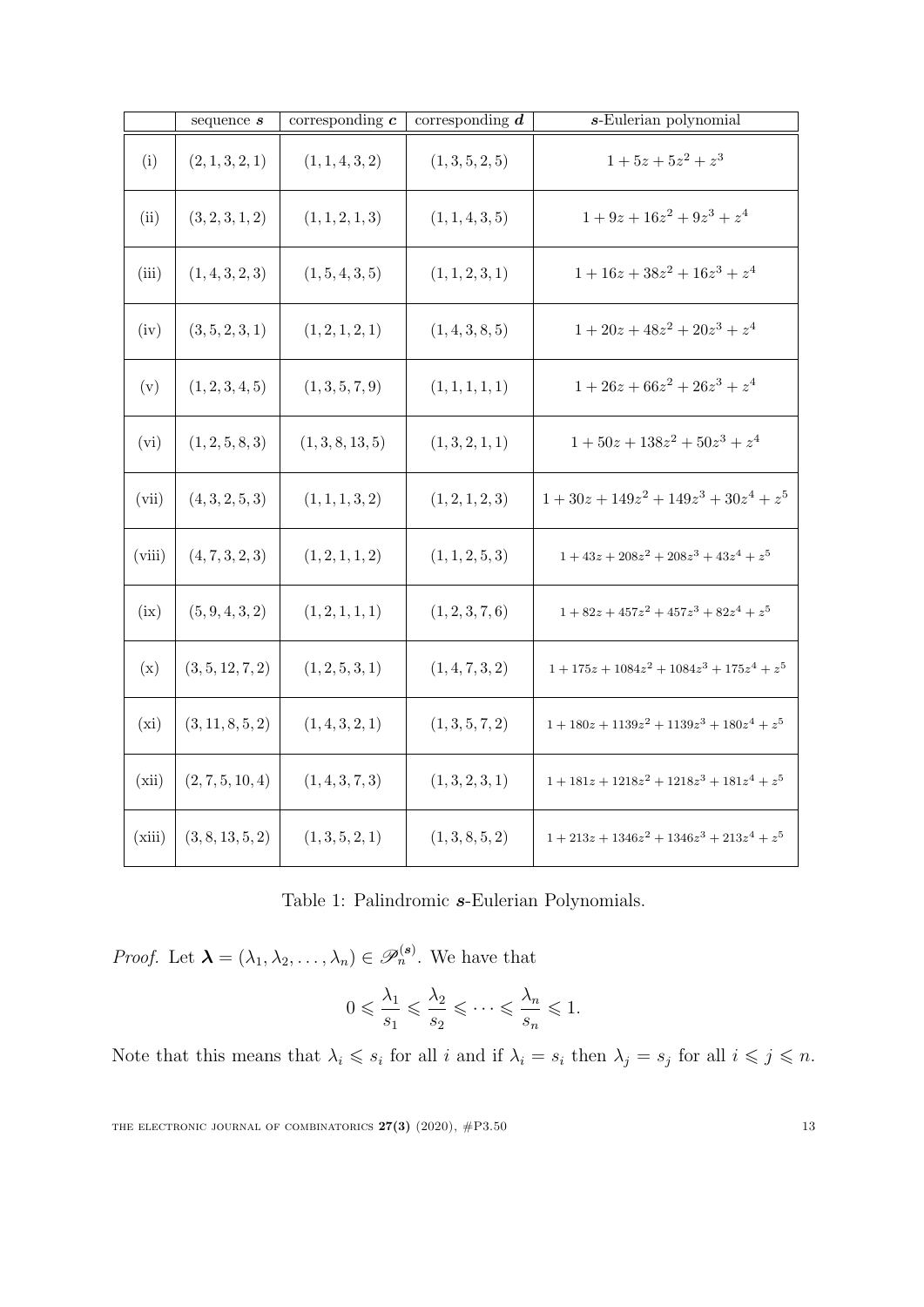| | sequence $\boldsymbol{s}$ | corresponding $\boldsymbol{c}$ | corresponding $\boldsymbol{d}$ | $\boldsymbol{s}$-Eulerian polynomial |
|---|---|---|---|---|
| (i) | $(2, 1, 3, 2, 1)$ | $(1, 1, 4, 3, 2)$ | $(1, 3, 5, 2, 5)$ | $1 + 5z + 5z^2 + z^3$ |
| (ii) | $(3, 2, 3, 1, 2)$ | $(1, 1, 2, 1, 3)$ | $(1, 1, 4, 3, 5)$ | $1 + 9z + 16z^2 + 9z^3 + z^4$ |
| (iii) | $(1, 4, 3, 2, 3)$ | $(1, 5, 4, 3, 5)$ | $(1, 1, 2, 3, 1)$ | $1 + 16z + 38z^2 + 16z^3 + z^4$ |
| (iv) | $(3, 5, 2, 3, 1)$ | $(1, 2, 1, 2, 1)$ | $(1, 4, 3, 8, 5)$ | $1 + 20z + 48z^2 + 20z^3 + z^4$ |
| (v) | $(1, 2, 3, 4, 5)$ | $(1, 3, 5, 7, 9)$ | $(1, 1, 1, 1, 1)$ | $1 + 26z + 66z^2 + 26z^3 + z^4$ |
| (vi) | $(1, 2, 5, 8, 3)$ | $(1, 3, 8, 13, 5)$ | $(1, 3, 2, 1, 1)$ | $1 + 50z + 138z^2 + 50z^3 + z^4$ |
| (vii) | $(4, 3, 2, 5, 3)$ | $(1, 1, 1, 3, 2)$ | $(1, 2, 1, 2, 3)$ | $1 + 30z + 149z^2 + 149z^3 + 30z^4 + z^5$ |
| (viii) | $(4, 7, 3, 2, 3)$ | $(1, 2, 1, 1, 2)$ | $(1, 1, 2, 5, 3)$ | $1 + 43z + 208z^2 + 208z^3 + 43z^4 + z^5$ |
| (ix) | $(5, 9, 4, 3, 2)$ | $(1, 2, 1, 1, 1)$ | $(1, 2, 3, 7, 6)$ | $1 + 82z + 457z^2 + 457z^3 + 82z^4 + z^5$ |
| (x) | $(3, 5, 12, 7, 2)$ | $(1, 2, 5, 3, 1)$ | $(1, 4, 7, 3, 2)$ | $1 + 175z + 1084z^2 + 1084z^3 + 175z^4 + z^5$ |
| (xi) | $(3, 11, 8, 5, 2)$ | $(1, 4, 3, 2, 1)$ | $(1, 3, 5, 7, 2)$ | $1 + 180z + 1139z^2 + 1139z^3 + 180z^4 + z^5$ |
| (xii) | $(2, 7, 5, 10, 4)$ | $(1, 4, 3, 7, 3)$ | $(1, 3, 2, 3, 1)$ | $1 + 181z + 1218z^2 + 1218z^3 + 181z^4 + z^5$ |
| (xiii) | $(3, 8, 13, 5, 2)$ | $(1, 3, 5, 2, 1)$ | $(1, 3, 8, 5, 2)$ | $1 + 213z + 1346z^2 + 1346z^3 + 213z^4 + z^5$ |

Table 1: Palindromic $\boldsymbol{s}$-Eulerian Polynomials.

*Proof.* Let $\boldsymbol{\lambda} = (\lambda_1, \lambda_2, \ldots, \lambda_n) \in \mathscr{P}_n^{(\boldsymbol{s})}$. We have that

$$0 \leqslant \frac{\lambda_1}{s_1} \leqslant \frac{\lambda_2}{s_2} \leqslant \cdots \leqslant \frac{\lambda_n}{s_n} \leqslant 1.$$

Note that this means that $\lambda_i \leqslant s_i$ for all $i$ and if $\lambda_i = s_i$ then $\lambda_j = s_j$ for all $i \leqslant j \leqslant n$.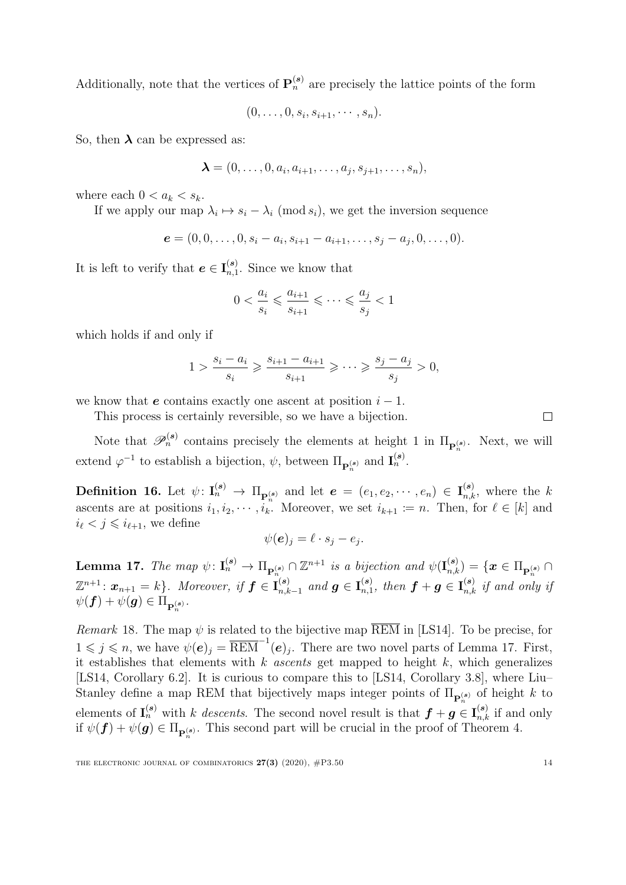Additionally, note that the vertices of $\mathbf{P}_n^{(\boldsymbol{s})}$ are precisely the lattice points of the form

$$(0, \dots, 0, s_i, s_{i+1}, \cdots, s_n).$$

So, then $\boldsymbol{\lambda}$ can be expressed as:

$$\boldsymbol{\lambda} = (0, \dots, 0, a_i, a_{i+1}, \dots, a_j, s_{j+1}, \dots, s_n),$$

where each $0 < a_k < s_k$.

If we apply our map $\lambda_i \mapsto s_i - \lambda_i \pmod{s_i}$, we get the inversion sequence

$$\boldsymbol{e} = (0, 0, \dots, 0, s_i - a_i, s_{i+1} - a_{i+1}, \dots, s_j - a_j, 0, \dots, 0).$$

It is left to verify that $\boldsymbol{e} \in \mathbf{I}_{n,1}^{(\boldsymbol{s})}$. Since we know that

$$0 < \frac{a_i}{s_i} \leqslant \frac{a_{i+1}}{s_{i+1}} \leqslant \cdots \leqslant \frac{a_j}{s_j} < 1$$

which holds if and only if

$$1 > \frac{s_i - a_i}{s_i} \geqslant \frac{s_{i+1} - a_{i+1}}{s_{i+1}} \geqslant \cdots \geqslant \frac{s_j - a_j}{s_j} > 0,$$

we know that $\boldsymbol{e}$ contains exactly one ascent at position $i - 1$.

This process is certainly reversible, so we have a bijection. $\square$

Note that $\mathscr{P}_n^{(\boldsymbol{s})}$ contains precisely the elements at height 1 in $\Pi_{\mathbf{P}_n^{(\boldsymbol{s})}}$. Next, we will extend $\varphi^{-1}$ to establish a bijection, $\psi$, between $\Pi_{\mathbf{P}_n^{(\boldsymbol{s})}}$ and $\mathbf{I}_n^{(\boldsymbol{s})}$.

**Definition 16.** Let $\psi\colon \mathbf{I}_n^{(\boldsymbol{s})} \to \Pi_{\mathbf{P}_n^{(\boldsymbol{s})}}$ and let $\boldsymbol{e} = (e_1, e_2, \cdots, e_n) \in \mathbf{I}_{n,k}^{(\boldsymbol{s})}$, where the $k$ ascents are at positions $i_1, i_2, \cdots, i_k$. Moreover, we set $i_{k+1} := n$. Then, for $\ell \in [k]$ and $i_\ell < j \leqslant i_{\ell+1}$, we define

$$\psi(\boldsymbol{e})_j = \ell \cdot s_j - e_j.$$

**Lemma 17.** *The map $\psi\colon \mathbf{I}_n^{(\boldsymbol{s})} \to \Pi_{\mathbf{P}_n^{(\boldsymbol{s})}} \cap \mathbb{Z}^{n+1}$ is a bijection and $\psi(\mathbf{I}_{n,k}^{(\boldsymbol{s})}) = \{\boldsymbol{x} \in \Pi_{\mathbf{P}_n^{(\boldsymbol{s})}} \cap \mathbb{Z}^{n+1} \colon \boldsymbol{x}_{n+1} = k\}$. Moreover, if $\boldsymbol{f} \in \mathbf{I}_{n,k-1}^{(\boldsymbol{s})}$ and $\boldsymbol{g} \in \mathbf{I}_{n,1}^{(\boldsymbol{s})}$, then $\boldsymbol{f} + \boldsymbol{g} \in \mathbf{I}_{n,k}^{(\boldsymbol{s})}$ if and only if $\psi(\boldsymbol{f}) + \psi(\boldsymbol{g}) \in \Pi_{\mathbf{P}_n^{(\boldsymbol{s})}}$.*

*Remark* 18. The map $\psi$ is related to the bijective map $\overline{\mathrm{REM}}$ in [LS14]. To be precise, for $1 \leqslant j \leqslant n$, we have $\psi(\boldsymbol{e})_j = \overline{\mathrm{REM}}^{-1}(\boldsymbol{e})_j$. There are two novel parts of Lemma 17. First, it establishes that elements with $k$ *ascents* get mapped to height $k$, which generalizes [LS14, Corollary 6.2]. It is curious to compare this to [LS14, Corollary 3.8], where Liu–Stanley define a map REM that bijectively maps integer points of $\Pi_{\mathbf{P}_n^{(\boldsymbol{s})}}$ of height $k$ to elements of $\mathbf{I}_n^{(\boldsymbol{s})}$ with $k$ *descents*. The second novel result is that $\boldsymbol{f} + \boldsymbol{g} \in \mathbf{I}_{n,k}^{(\boldsymbol{s})}$ if and only if $\psi(\boldsymbol{f}) + \psi(\boldsymbol{g}) \in \Pi_{\mathbf{P}_n^{(\boldsymbol{s})}}$. This second part will be crucial in the proof of Theorem 4.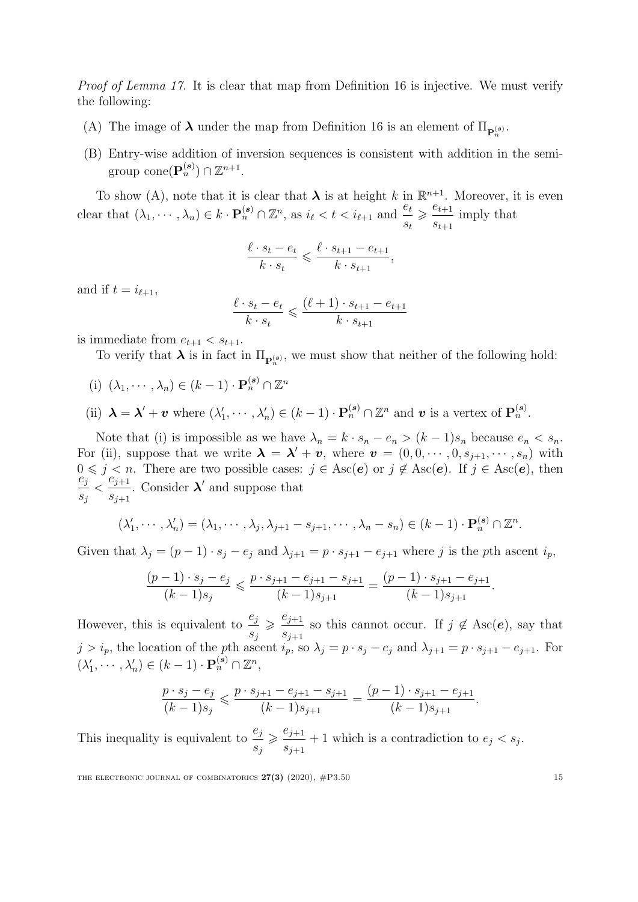*Proof of Lemma 17.* It is clear that map from Definition 16 is injective. We must verify the following:

(A) The image of $\boldsymbol{\lambda}$ under the map from Definition 16 is an element of $\Pi_{\mathbf{P}_n^{(s)}}$.

(B) Entry-wise addition of inversion sequences is consistent with addition in the semi-group $\operatorname{cone}(\mathbf{P}_n^{(\boldsymbol{s})}) \cap \mathbb{Z}^{n+1}$.

To show (A), note that it is clear that $\boldsymbol{\lambda}$ is at height $k$ in $\mathbb{R}^{n+1}$. Moreover, it is even clear that $(\lambda_1, \cdots, \lambda_n) \in k \cdot \mathbf{P}_n^{(\boldsymbol{s})} \cap \mathbb{Z}^n$, as $i_\ell < t < i_{\ell+1}$ and $\dfrac{e_t}{s_t} \geqslant \dfrac{e_{t+1}}{s_{t+1}}$ imply that

$$\frac{\ell \cdot s_t - e_t}{k \cdot s_t} \leqslant \frac{\ell \cdot s_{t+1} - e_{t+1}}{k \cdot s_{t+1}},$$

and if $t = i_{\ell+1}$,

$$\frac{\ell \cdot s_t - e_t}{k \cdot s_t} \leqslant \frac{(\ell+1) \cdot s_{t+1} - e_{t+1}}{k \cdot s_{t+1}}$$

is immediate from $e_{t+1} < s_{t+1}$.

To verify that $\boldsymbol{\lambda}$ is in fact in $\Pi_{\mathbf{P}_n^{(s)}}$, we must show that neither of the following hold:

(i) $(\lambda_1, \cdots, \lambda_n) \in (k-1) \cdot \mathbf{P}_n^{(\boldsymbol{s})} \cap \mathbb{Z}^n$

(ii) $\boldsymbol{\lambda} = \boldsymbol{\lambda}' + \boldsymbol{v}$ where $(\lambda_1', \cdots, \lambda_n') \in (k-1) \cdot \mathbf{P}_n^{(\boldsymbol{s})} \cap \mathbb{Z}^n$ and $\boldsymbol{v}$ is a vertex of $\mathbf{P}_n^{(\boldsymbol{s})}$.

Note that (i) is impossible as we have $\lambda_n = k \cdot s_n - e_n > (k-1)s_n$ because $e_n < s_n$. For (ii), suppose that we write $\boldsymbol{\lambda} = \boldsymbol{\lambda}' + \boldsymbol{v}$, where $\boldsymbol{v} = (0, 0, \cdots, 0, s_{j+1}, \cdots, s_n)$ with $0 \leqslant j < n$. There are two possible cases: $j \in \operatorname{Asc}(\boldsymbol{e})$ or $j \notin \operatorname{Asc}(\boldsymbol{e})$. If $j \in \operatorname{Asc}(\boldsymbol{e})$, then $\dfrac{e_j}{s_j} < \dfrac{e_{j+1}}{s_{j+1}}$. Consider $\boldsymbol{\lambda}'$ and suppose that

$$(\lambda_1', \cdots, \lambda_n') = (\lambda_1, \cdots, \lambda_j, \lambda_{j+1} - s_{j+1}, \cdots, \lambda_n - s_n) \in (k-1) \cdot \mathbf{P}_n^{(\boldsymbol{s})} \cap \mathbb{Z}^n.$$

Given that $\lambda_j = (p-1) \cdot s_j - e_j$ and $\lambda_{j+1} = p \cdot s_{j+1} - e_{j+1}$ where $j$ is the $p$th ascent $i_p$,

$$\frac{(p-1) \cdot s_j - e_j}{(k-1)s_j} \leqslant \frac{p \cdot s_{j+1} - e_{j+1} - s_{j+1}}{(k-1)s_{j+1}} = \frac{(p-1) \cdot s_{j+1} - e_{j+1}}{(k-1)s_{j+1}}.$$

However, this is equivalent to $\dfrac{e_j}{s_j} \geqslant \dfrac{e_{j+1}}{s_{j+1}}$ so this cannot occur. If $j \notin \operatorname{Asc}(\boldsymbol{e})$, say that $j > i_p$, the location of the $p$th ascent $i_p$, so $\lambda_j = p \cdot s_j - e_j$ and $\lambda_{j+1} = p \cdot s_{j+1} - e_{j+1}$. For $(\lambda_1', \cdots, \lambda_n') \in (k-1) \cdot \mathbf{P}_n^{(\boldsymbol{s})} \cap \mathbb{Z}^n$,

$$\frac{p \cdot s_j - e_j}{(k-1)s_j} \leqslant \frac{p \cdot s_{j+1} - e_{j+1} - s_{j+1}}{(k-1)s_{j+1}} = \frac{(p-1) \cdot s_{j+1} - e_{j+1}}{(k-1)s_{j+1}}.$$

This inequality is equivalent to $\dfrac{e_j}{s_j} \geqslant \dfrac{e_{j+1}}{s_{j+1}} + 1$ which is a contradiction to $e_j < s_j$.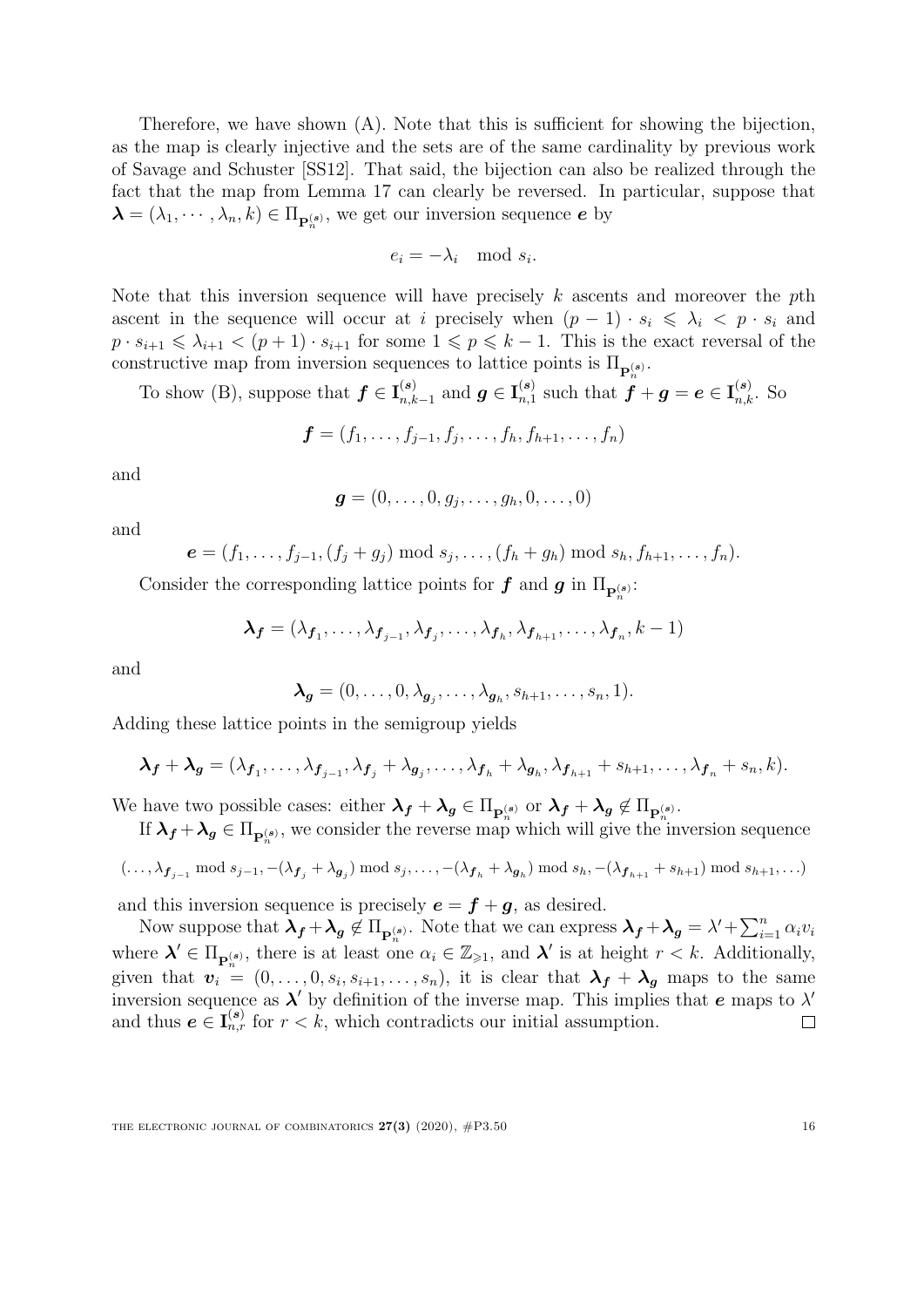Therefore, we have shown (A). Note that this is sufficient for showing the bijection, as the map is clearly injective and the sets are of the same cardinality by previous work of Savage and Schuster [SS12]. That said, the bijection can also be realized through the fact that the map from Lemma 17 can clearly be reversed. In particular, suppose that $\boldsymbol{\lambda} = (\lambda_1, \cdots, \lambda_n, k) \in \Pi_{\mathbf{P}_n^{(s)}}$, we get our inversion sequence $\boldsymbol{e}$ by

$$e_i = -\lambda_i \mod s_i.$$

Note that this inversion sequence will have precisely $k$ ascents and moreover the $p$th ascent in the sequence will occur at $i$ precisely when $(p-1) \cdot s_i \leqslant \lambda_i < p \cdot s_i$ and $p \cdot s_{i+1} \leqslant \lambda_{i+1} < (p+1) \cdot s_{i+1}$ for some $1 \leqslant p \leqslant k-1$. This is the exact reversal of the constructive map from inversion sequences to lattice points is $\Pi_{\mathbf{P}_n^{(s)}}$.

To show (B), suppose that $\boldsymbol{f} \in \mathbf{I}_{n,k-1}^{(s)}$ and $\boldsymbol{g} \in \mathbf{I}_{n,1}^{(s)}$ such that $\boldsymbol{f} + \boldsymbol{g} = \boldsymbol{e} \in \mathbf{I}_{n,k}^{(s)}$. So

$$\boldsymbol{f} = (f_1, \ldots, f_{j-1}, f_j, \ldots, f_h, f_{h+1}, \ldots, f_n)$$

and

$$\boldsymbol{g} = (0, \ldots, 0, g_j, \ldots, g_h, 0, \ldots, 0)$$

and

$$\boldsymbol{e} = (f_1, \ldots, f_{j-1}, (f_j + g_j) \bmod s_j, \ldots, (f_h + g_h) \bmod s_h, f_{h+1}, \ldots, f_n).$$

Consider the corresponding lattice points for $\boldsymbol{f}$ and $\boldsymbol{g}$ in $\Pi_{\mathbf{P}_n^{(s)}}$:

$$\boldsymbol{\lambda_f} = (\lambda_{\boldsymbol{f}_1}, \ldots, \lambda_{\boldsymbol{f}_{j-1}}, \lambda_{\boldsymbol{f}_j}, \ldots, \lambda_{\boldsymbol{f}_h}, \lambda_{\boldsymbol{f}_{h+1}}, \ldots, \lambda_{\boldsymbol{f}_n}, k-1)$$

and

$$\boldsymbol{\lambda_g} = (0, \ldots, 0, \lambda_{\boldsymbol{g}_j}, \ldots, \lambda_{\boldsymbol{g}_h}, s_{h+1}, \ldots, s_n, 1).$$

Adding these lattice points in the semigroup yields

$$\boldsymbol{\lambda_f} + \boldsymbol{\lambda_g} = (\lambda_{\boldsymbol{f}_1}, \ldots, \lambda_{\boldsymbol{f}_{j-1}}, \lambda_{\boldsymbol{f}_j} + \lambda_{\boldsymbol{g}_j}, \ldots, \lambda_{\boldsymbol{f}_h} + \lambda_{\boldsymbol{g}_h}, \lambda_{\boldsymbol{f}_{h+1}} + s_{h+1}, \ldots, \lambda_{\boldsymbol{f}_n} + s_n, k).$$

We have two possible cases: either $\boldsymbol{\lambda_f} + \boldsymbol{\lambda_g} \in \Pi_{\mathbf{P}_n^{(s)}}$ or $\boldsymbol{\lambda_f} + \boldsymbol{\lambda_g} \notin \Pi_{\mathbf{P}_n^{(s)}}$.

If $\boldsymbol{\lambda_f} + \boldsymbol{\lambda_g} \in \Pi_{\mathbf{P}_n^{(s)}}$, we consider the reverse map which will give the inversion sequence

$$(\ldots, \lambda_{\boldsymbol{f}_{j-1}} \bmod s_{j-1}, -(\lambda_{\boldsymbol{f}_j} + \lambda_{\boldsymbol{g}_j}) \bmod s_j, \ldots, -(\lambda_{\boldsymbol{f}_h} + \lambda_{\boldsymbol{g}_h}) \bmod s_h, -(\lambda_{\boldsymbol{f}_{h+1}} + s_{h+1}) \bmod s_{h+1}, \ldots)$$

and this inversion sequence is precisely $\boldsymbol{e} = \boldsymbol{f} + \boldsymbol{g}$, as desired.

Now suppose that $\boldsymbol{\lambda_f} + \boldsymbol{\lambda_g} \notin \Pi_{\mathbf{P}_n^{(s)}}$. Note that we can express $\boldsymbol{\lambda_f} + \boldsymbol{\lambda_g} = \lambda' + \sum_{i=1}^n \alpha_i v_i$ where $\boldsymbol{\lambda'} \in \Pi_{\mathbf{P}_n^{(s)}}$, there is at least one $\alpha_i \in \mathbb{Z}_{\geqslant 1}$, and $\boldsymbol{\lambda'}$ is at height $r < k$. Additionally, given that $\boldsymbol{v}_i = (0, \ldots, 0, s_i, s_{i+1}, \ldots, s_n)$, it is clear that $\boldsymbol{\lambda_f} + \boldsymbol{\lambda_g}$ maps to the same inversion sequence as $\boldsymbol{\lambda'}$ by definition of the inverse map. This implies that $\boldsymbol{e}$ maps to $\lambda'$ and thus $\boldsymbol{e} \in \mathbf{I}_{n,r}^{(s)}$ for $r < k$, which contradicts our initial assumption. $\square$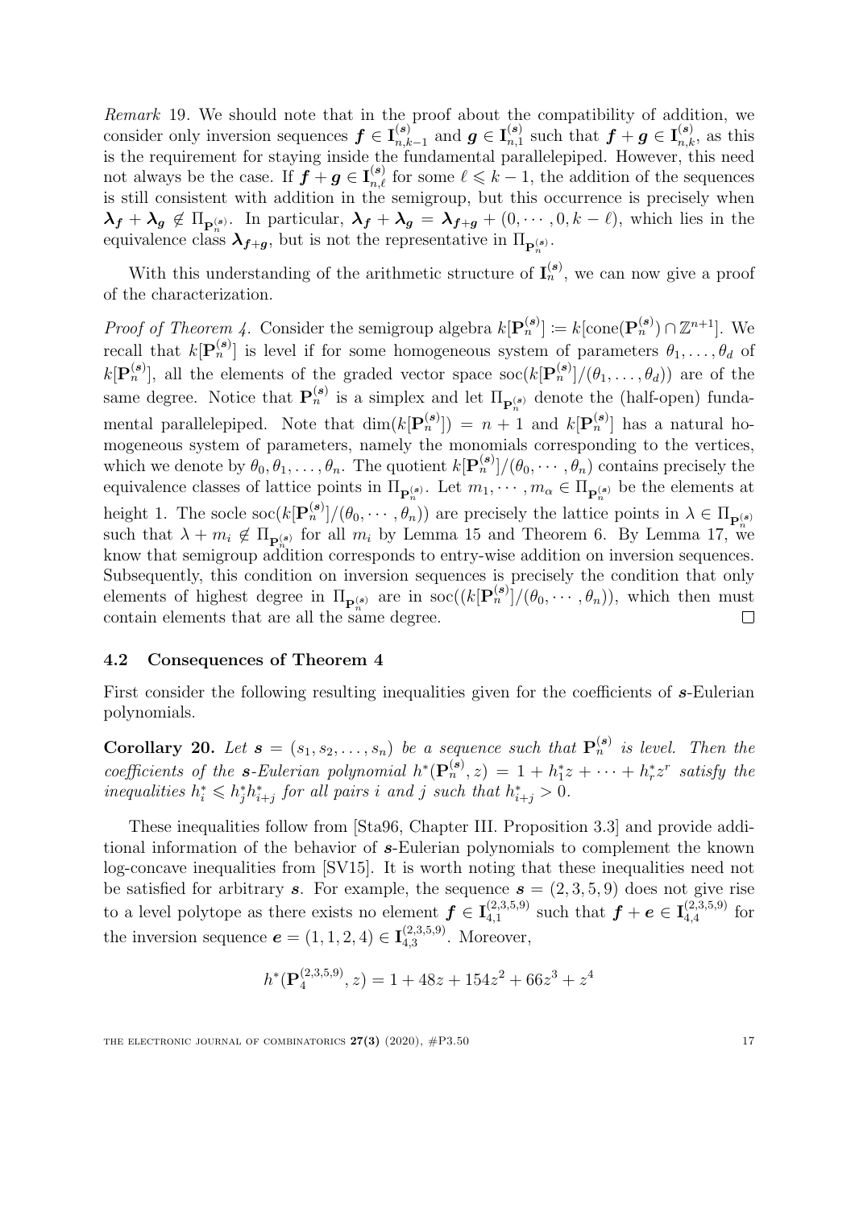*Remark* 19. We should note that in the proof about the compatibility of addition, we consider only inversion sequences $\boldsymbol{f} \in \mathbf{I}_{n,k-1}^{(\boldsymbol{s})}$ and $\boldsymbol{g} \in \mathbf{I}_{n,1}^{(\boldsymbol{s})}$ such that $\boldsymbol{f}+\boldsymbol{g} \in \mathbf{I}_{n,k}^{(\boldsymbol{s})}$, as this is the requirement for staying inside the fundamental parallelepiped. However, this need not always be the case. If $\boldsymbol{f}+\boldsymbol{g} \in \mathbf{I}_{n,\ell}^{(\boldsymbol{s})}$ for some $\ell \leqslant k-1$, the addition of the sequences is still consistent with addition in the semigroup, but this occurrence is precisely when $\boldsymbol{\lambda_f} + \boldsymbol{\lambda_g} \notin \Pi_{\mathbf{P}_n^{(\boldsymbol{s})}}$. In particular, $\boldsymbol{\lambda_f}+\boldsymbol{\lambda_g} = \boldsymbol{\lambda_{f+g}} + (0,\cdots,0,k-\ell)$, which lies in the equivalence class $\boldsymbol{\lambda_{f+g}}$, but is not the representative in $\Pi_{\mathbf{P}_n^{(\boldsymbol{s})}}$.

With this understanding of the arithmetic structure of $\mathbf{I}_n^{(\boldsymbol{s})}$, we can now give a proof of the characterization.

*Proof of Theorem 4.* Consider the semigroup algebra $k[\mathbf{P}_n^{(\boldsymbol{s})}] := k[\text{cone}(\mathbf{P}_n^{(\boldsymbol{s})}) \cap \mathbb{Z}^{n+1}]$. We recall that $k[\mathbf{P}_n^{(\boldsymbol{s})}]$ is level if for some homogeneous system of parameters $\theta_1,\dots,\theta_d$ of $k[\mathbf{P}_n^{(\boldsymbol{s})}]$, all the elements of the graded vector space $\text{soc}(k[\mathbf{P}_n^{(\boldsymbol{s})}]/(\theta_1,\dots,\theta_d))$ are of the same degree. Notice that $\mathbf{P}_n^{(\boldsymbol{s})}$ is a simplex and let $\Pi_{\mathbf{P}_n^{(\boldsymbol{s})}}$ denote the (half-open) fundamental parallelepiped. Note that $\dim(k[\mathbf{P}_n^{(\boldsymbol{s})}]) = n+1$ and $k[\mathbf{P}_n^{(\boldsymbol{s})}]$ has a natural homogeneous system of parameters, namely the monomials corresponding to the vertices, which we denote by $\theta_0,\theta_1,\dots,\theta_n$. The quotient $k[\mathbf{P}_n^{(\boldsymbol{s})}]/(\theta_0,\cdots,\theta_n)$ contains precisely the equivalence classes of lattice points in $\Pi_{\mathbf{P}_n^{(\boldsymbol{s})}}$. Let $m_1,\cdots,m_\alpha \in \Pi_{\mathbf{P}_n^{(\boldsymbol{s})}}$ be the elements at height 1. The socle $\text{soc}(k[\mathbf{P}_n^{(\boldsymbol{s})}]/(\theta_0,\cdots,\theta_n))$ are precisely the lattice points in $\lambda \in \Pi_{\mathbf{P}_n^{(\boldsymbol{s})}}$ such that $\lambda + m_i \notin \Pi_{\mathbf{P}_n^{(\boldsymbol{s})}}$ for all $m_i$ by Lemma 15 and Theorem 6. By Lemma 17, we know that semigroup addition corresponds to entry-wise addition on inversion sequences. Subsequently, this condition on inversion sequences is precisely the condition that only elements of highest degree in $\Pi_{\mathbf{P}_n^{(\boldsymbol{s})}}$ are in $\text{soc}((k[\mathbf{P}_n^{(\boldsymbol{s})}]/(\theta_0,\cdots,\theta_n))$, which then must contain elements that are all the same degree. $\square$

### 4.2 Consequences of Theorem 4

First consider the following resulting inequalities given for the coefficients of $\boldsymbol{s}$-Eulerian polynomials.

**Corollary 20.** *Let $\boldsymbol{s} = (s_1, s_2, \dots, s_n)$ be a sequence such that $\mathbf{P}_n^{(\boldsymbol{s})}$ is level. Then the coefficients of the $\boldsymbol{s}$-Eulerian polynomial $h^*(\mathbf{P}_n^{(\boldsymbol{s})}, z) = 1 + h_1^* z + \cdots + h_r^* z^r$ satisfy the inequalities $h_i^* \leqslant h_j^* h_{i+j}^*$ for all pairs $i$ and $j$ such that $h_{i+j}^* > 0$.*

These inequalities follow from [Sta96, Chapter III. Proposition 3.3] and provide additional information of the behavior of $\boldsymbol{s}$-Eulerian polynomials to complement the known log-concave inequalities from [SV15]. It is worth noting that these inequalities need not be satisfied for arbitrary $\boldsymbol{s}$. For example, the sequence $\boldsymbol{s} = (2,3,5,9)$ does not give rise to a level polytope as there exists no element $\boldsymbol{f} \in \mathbf{I}_{4,1}^{(2,3,5,9)}$ such that $\boldsymbol{f}+\boldsymbol{e} \in \mathbf{I}_{4,4}^{(2,3,5,9)}$ for the inversion sequence $\boldsymbol{e} = (1,1,2,4) \in \mathbf{I}_{4,3}^{(2,3,5,9)}$. Moreover,

$$h^*(\mathbf{P}_4^{(2,3,5,9)}, z) = 1 + 48z + 154z^2 + 66z^3 + z^4$$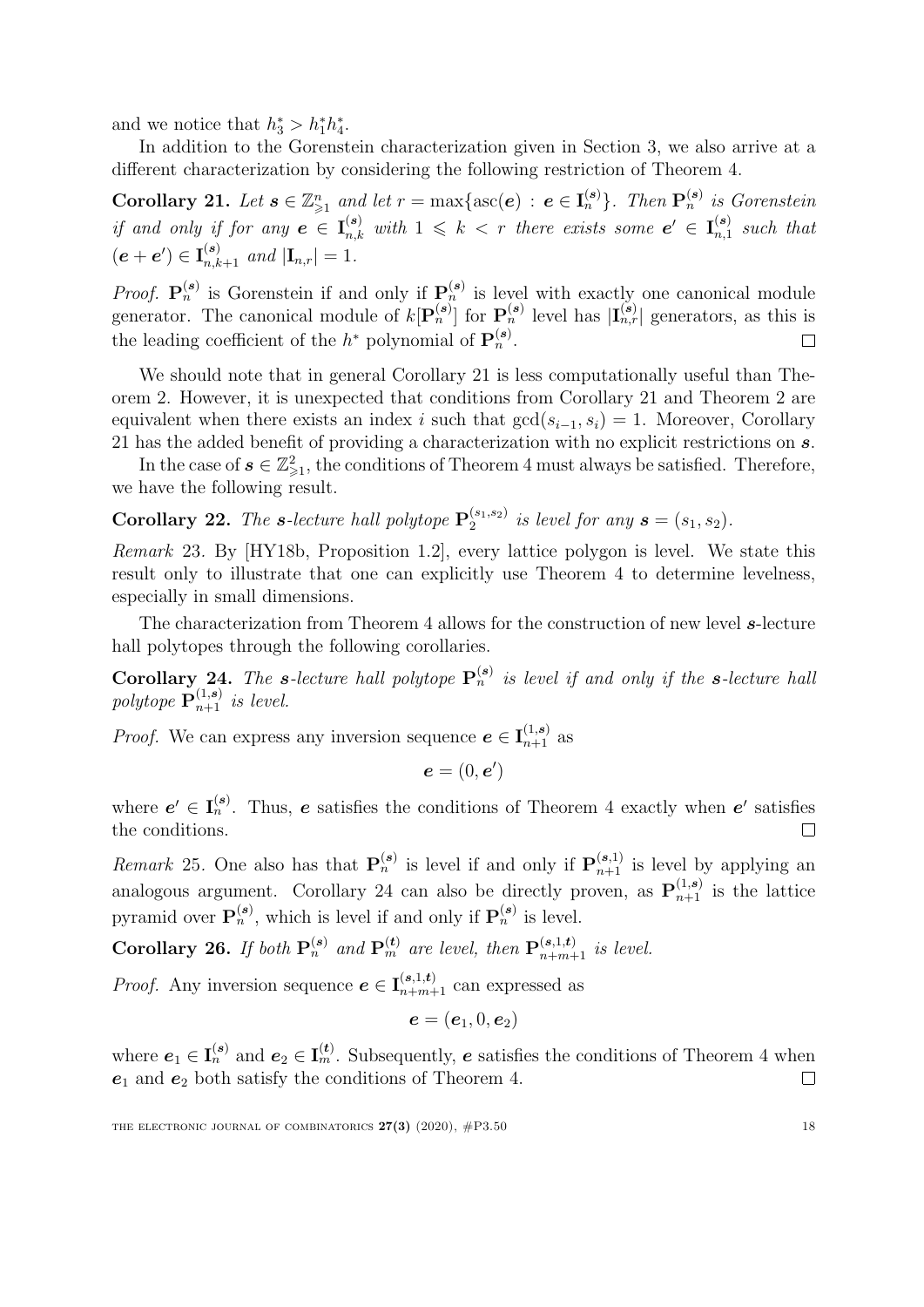and we notice that $h_3^* > h_1^* h_4^*$.

In addition to the Gorenstein characterization given in Section 3, we also arrive at a different characterization by considering the following restriction of Theorem 4.

**Corollary 21.** *Let $\boldsymbol{s} \in \mathbb{Z}_{\geqslant 1}^n$ and let $r = \max\{\operatorname{asc}(\boldsymbol{e}) : \boldsymbol{e} \in \mathbf{I}_n^{(\boldsymbol{s})}\}$. Then $\mathbf{P}_n^{(\boldsymbol{s})}$ is Gorenstein if and only if for any $\boldsymbol{e} \in \mathbf{I}_{n,k}^{(\boldsymbol{s})}$ with $1 \leqslant k < r$ there exists some $\boldsymbol{e}' \in \mathbf{I}_{n,1}^{(\boldsymbol{s})}$ such that $(\boldsymbol{e} + \boldsymbol{e}') \in \mathbf{I}_{n,k+1}^{(\boldsymbol{s})}$ and $|\mathbf{I}_{n,r}| = 1$.*

*Proof.* $\mathbf{P}_n^{(\boldsymbol{s})}$ is Gorenstein if and only if $\mathbf{P}_n^{(\boldsymbol{s})}$ is level with exactly one canonical module generator. The canonical module of $k[\mathbf{P}_n^{(\boldsymbol{s})}]$ for $\mathbf{P}_n^{(\boldsymbol{s})}$ level has $|\mathbf{I}_{n,r}^{(\boldsymbol{s})}|$ generators, as this is the leading coefficient of the $h^*$ polynomial of $\mathbf{P}_n^{(\boldsymbol{s})}$. □

We should note that in general Corollary 21 is less computationally useful than Theorem 2. However, it is unexpected that conditions from Corollary 21 and Theorem 2 are equivalent when there exists an index $i$ such that $\gcd(s_{i-1}, s_i) = 1$. Moreover, Corollary 21 has the added benefit of providing a characterization with no explicit restrictions on $\boldsymbol{s}$.

In the case of $\boldsymbol{s} \in \mathbb{Z}_{\geqslant 1}^2$, the conditions of Theorem 4 must always be satisfied. Therefore, we have the following result.

**Corollary 22.** *The $\boldsymbol{s}$-lecture hall polytope $\mathbf{P}_2^{(s_1,s_2)}$ is level for any $\boldsymbol{s} = (s_1, s_2)$.*

*Remark* 23. By [HY18b, Proposition 1.2], every lattice polygon is level. We state this result only to illustrate that one can explicitly use Theorem 4 to determine levelness, especially in small dimensions.

The characterization from Theorem 4 allows for the construction of new level $\boldsymbol{s}$-lecture hall polytopes through the following corollaries.

**Corollary 24.** *The $\boldsymbol{s}$-lecture hall polytope $\mathbf{P}_n^{(\boldsymbol{s})}$ is level if and only if the $\boldsymbol{s}$-lecture hall polytope $\mathbf{P}_{n+1}^{(1,\boldsymbol{s})}$ is level.*

*Proof.* We can express any inversion sequence $\boldsymbol{e} \in \mathbf{I}_{n+1}^{(1,\boldsymbol{s})}$ as

$$\boldsymbol{e} = (0, \boldsymbol{e}')$$

where $\boldsymbol{e}' \in \mathbf{I}_n^{(\boldsymbol{s})}$. Thus, $\boldsymbol{e}$ satisfies the conditions of Theorem 4 exactly when $\boldsymbol{e}'$ satisfies the conditions. □

*Remark* 25. One also has that $\mathbf{P}_n^{(\boldsymbol{s})}$ is level if and only if $\mathbf{P}_{n+1}^{(\boldsymbol{s},1)}$ is level by applying an analogous argument. Corollary 24 can also be directly proven, as $\mathbf{P}_{n+1}^{(1,\boldsymbol{s})}$ is the lattice pyramid over $\mathbf{P}_n^{(\boldsymbol{s})}$, which is level if and only if $\mathbf{P}_n^{(\boldsymbol{s})}$ is level.

**Corollary 26.** *If both $\mathbf{P}_n^{(\boldsymbol{s})}$ and $\mathbf{P}_m^{(\boldsymbol{t})}$ are level, then $\mathbf{P}_{n+m+1}^{(\boldsymbol{s},1,\boldsymbol{t})}$ is level.*

*Proof.* Any inversion sequence $\boldsymbol{e} \in \mathbf{I}_{n+m+1}^{(\boldsymbol{s},1,\boldsymbol{t})}$ can expressed as

$$\boldsymbol{e} = (\boldsymbol{e}_1, 0, \boldsymbol{e}_2)$$

where $\boldsymbol{e}_1 \in \mathbf{I}_n^{(\boldsymbol{s})}$ and $\boldsymbol{e}_2 \in \mathbf{I}_m^{(\boldsymbol{t})}$. Subsequently, $\boldsymbol{e}$ satisfies the conditions of Theorem 4 when $\boldsymbol{e}_1$ and $\boldsymbol{e}_2$ both satisfy the conditions of Theorem 4. □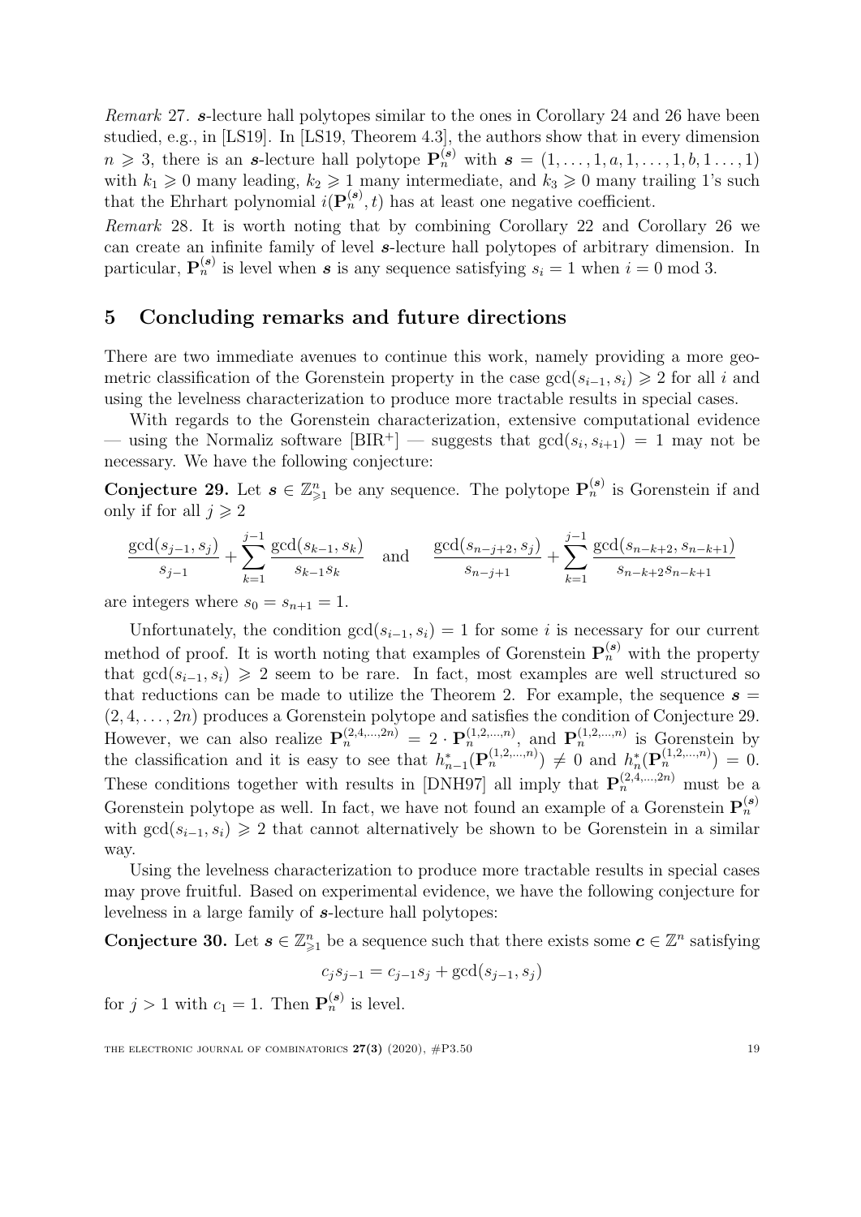*Remark* 27. $\boldsymbol{s}$-lecture hall polytopes similar to the ones in Corollary 24 and 26 have been studied, e.g., in [LS19]. In [LS19, Theorem 4.3], the authors show that in every dimension $n \geqslant 3$, there is an $\boldsymbol{s}$-lecture hall polytope $\mathbf{P}_n^{(\boldsymbol{s})}$ with $\boldsymbol{s} = (1, \ldots, 1, a, 1, \ldots, 1, b, 1 \ldots, 1)$ with $k_1 \geqslant 0$ many leading, $k_2 \geqslant 1$ many intermediate, and $k_3 \geqslant 0$ many trailing 1's such that the Ehrhart polynomial $i(\mathbf{P}_n^{(\boldsymbol{s})}, t)$ has at least one negative coefficient.

*Remark* 28. It is worth noting that by combining Corollary 22 and Corollary 26 we can create an infinite family of level $\boldsymbol{s}$-lecture hall polytopes of arbitrary dimension. In particular, $\mathbf{P}_n^{(\boldsymbol{s})}$ is level when $\boldsymbol{s}$ is any sequence satisfying $s_i = 1$ when $i = 0 \bmod 3$.

## 5 Concluding remarks and future directions

There are two immediate avenues to continue this work, namely providing a more geometric classification of the Gorenstein property in the case $\gcd(s_{i-1}, s_i) \geqslant 2$ for all $i$ and using the levelness characterization to produce more tractable results in special cases.

With regards to the Gorenstein characterization, extensive computational evidence — using the Normaliz software [BIR+] — suggests that $\gcd(s_i, s_{i+1}) = 1$ may not be necessary. We have the following conjecture:

**Conjecture 29.** *Let $\boldsymbol{s} \in \mathbb{Z}_{\geqslant 1}^n$ be any sequence. The polytope $\mathbf{P}_n^{(\boldsymbol{s})}$ is Gorenstein if and only if for all $j \geqslant 2$*

$$\frac{\gcd(s_{j-1}, s_j)}{s_{j-1}} + \sum_{k=1}^{j-1} \frac{\gcd(s_{k-1}, s_k)}{s_{k-1}s_k} \quad \text{and} \quad \frac{\gcd(s_{n-j+2}, s_j)}{s_{n-j+1}} + \sum_{k=1}^{j-1} \frac{\gcd(s_{n-k+2}, s_{n-k+1})}{s_{n-k+2}s_{n-k+1}}$$

*are integers where $s_0 = s_{n+1} = 1$.*

Unfortunately, the condition $\gcd(s_{i-1}, s_i) = 1$ for some $i$ is necessary for our current method of proof. It is worth noting that examples of Gorenstein $\mathbf{P}_n^{(\boldsymbol{s})}$ with the property that $\gcd(s_{i-1}, s_i) \geqslant 2$ seem to be rare. In fact, most examples are well structured so that reductions can be made to utilize the Theorem 2. For example, the sequence $\boldsymbol{s} = (2, 4, \ldots, 2n)$ produces a Gorenstein polytope and satisfies the condition of Conjecture 29. However, we can also realize $\mathbf{P}_n^{(2,4,\ldots,2n)} = 2 \cdot \mathbf{P}_n^{(1,2,\ldots,n)}$, and $\mathbf{P}_n^{(1,2,\ldots,n)}$ is Gorenstein by the classification and it is easy to see that $h_{n-1}^*(\mathbf{P}_n^{(1,2,\ldots,n)}) \neq 0$ and $h_n^*(\mathbf{P}_n^{(1,2,\ldots,n)}) = 0$. These conditions together with results in [DNH97] all imply that $\mathbf{P}_n^{(2,4,\ldots,2n)}$ must be a Gorenstein polytope as well. In fact, we have not found an example of a Gorenstein $\mathbf{P}_n^{(\boldsymbol{s})}$ with $\gcd(s_{i-1}, s_i) \geqslant 2$ that cannot alternatively be shown to be Gorenstein in a similar way.

Using the levelness characterization to produce more tractable results in special cases may prove fruitful. Based on experimental evidence, we have the following conjecture for levelness in a large family of $\boldsymbol{s}$-lecture hall polytopes:

**Conjecture 30.** *Let $\boldsymbol{s} \in \mathbb{Z}_{\geqslant 1}^n$ be a sequence such that there exists some $\boldsymbol{c} \in \mathbb{Z}^n$ satisfying*

$$c_j s_{j-1} = c_{j-1} s_j + \gcd(s_{j-1}, s_j)$$

*for $j > 1$ with $c_1 = 1$. Then $\mathbf{P}_n^{(\boldsymbol{s})}$ is level.*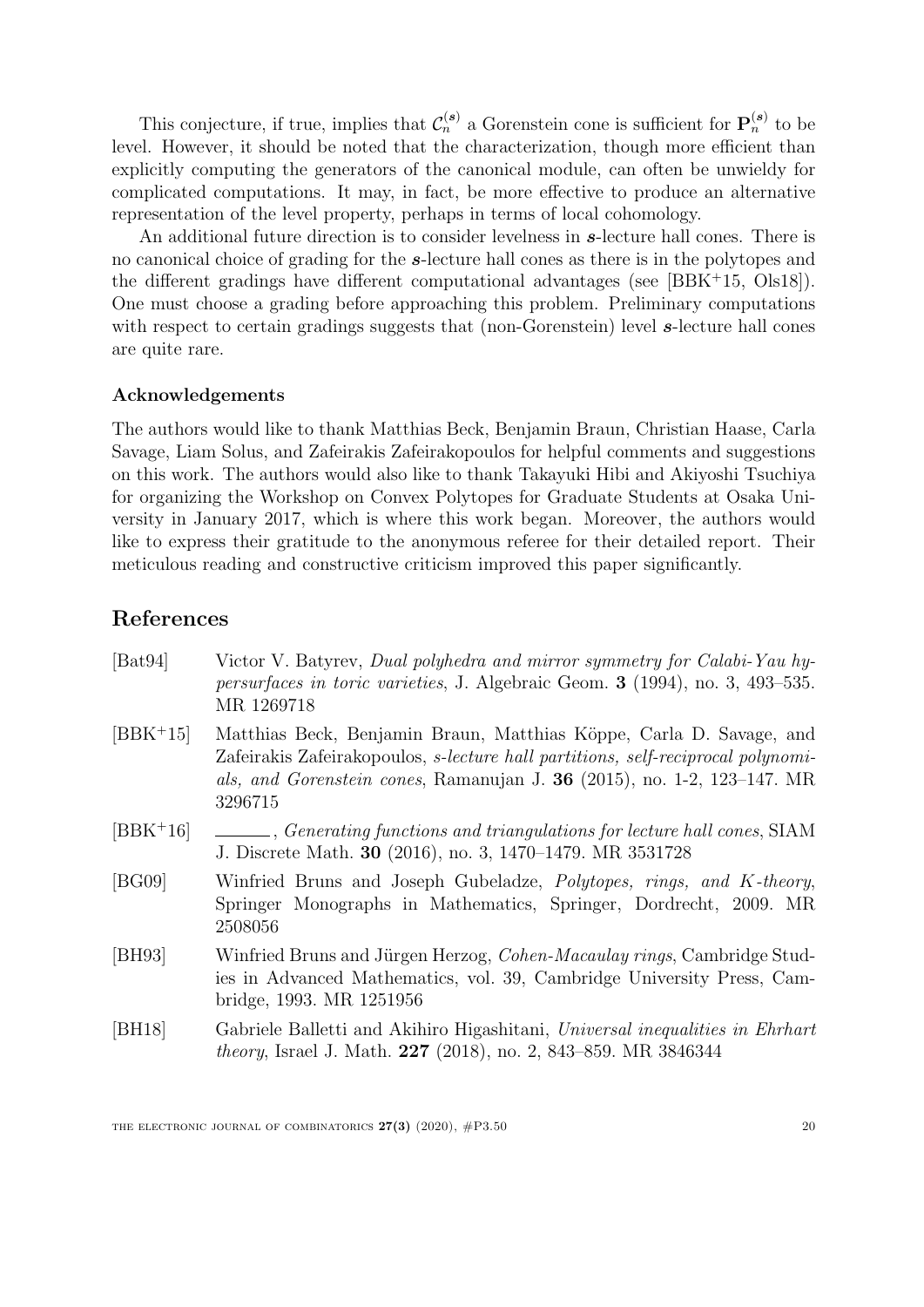This conjecture, if true, implies that $\mathcal{C}_n^{(\boldsymbol{s})}$ a Gorenstein cone is sufficient for $\mathbf{P}_n^{(\boldsymbol{s})}$ to be level. However, it should be noted that the characterization, though more efficient than explicitly computing the generators of the canonical module, can often be unwieldy for complicated computations. It may, in fact, be more effective to produce an alternative representation of the level property, perhaps in terms of local cohomology.

An additional future direction is to consider levelness in $\boldsymbol{s}$-lecture hall cones. There is no canonical choice of grading for the $\boldsymbol{s}$-lecture hall cones as there is in the polytopes and the different gradings have different computational advantages (see [BBK+15, Ols18]). One must choose a grading before approaching this problem. Preliminary computations with respect to certain gradings suggests that (non-Gorenstein) level $\boldsymbol{s}$-lecture hall cones are quite rare.

### Acknowledgements

The authors would like to thank Matthias Beck, Benjamin Braun, Christian Haase, Carla Savage, Liam Solus, and Zafeirakis Zafeirakopoulos for helpful comments and suggestions on this work. The authors would also like to thank Takayuki Hibi and Akiyoshi Tsuchiya for organizing the Workshop on Convex Polytopes for Graduate Students at Osaka University in January 2017, which is where this work began. Moreover, the authors would like to express their gratitude to the anonymous referee for their detailed report. Their meticulous reading and constructive criticism improved this paper significantly.

## References

[Bat94] Victor V. Batyrev, *Dual polyhedra and mirror symmetry for Calabi-Yau hypersurfaces in toric varieties*, J. Algebraic Geom. **3** (1994), no. 3, 493–535. MR 1269718

[BBK+15] Matthias Beck, Benjamin Braun, Matthias Köppe, Carla D. Savage, and Zafeirakis Zafeirakopoulos, *s-lecture hall partitions, self-reciprocal polynomials, and Gorenstein cones*, Ramanujan J. **36** (2015), no. 1-2, 123–147. MR 3296715

[BBK+16] ______, *Generating functions and triangulations for lecture hall cones*, SIAM J. Discrete Math. **30** (2016), no. 3, 1470–1479. MR 3531728

[BG09] Winfried Bruns and Joseph Gubeladze, *Polytopes, rings, and K-theory*, Springer Monographs in Mathematics, Springer, Dordrecht, 2009. MR 2508056

[BH93] Winfried Bruns and Jürgen Herzog, *Cohen-Macaulay rings*, Cambridge Studies in Advanced Mathematics, vol. 39, Cambridge University Press, Cambridge, 1993. MR 1251956

[BH18] Gabriele Balletti and Akihiro Higashitani, *Universal inequalities in Ehrhart theory*, Israel J. Math. **227** (2018), no. 2, 843–859. MR 3846344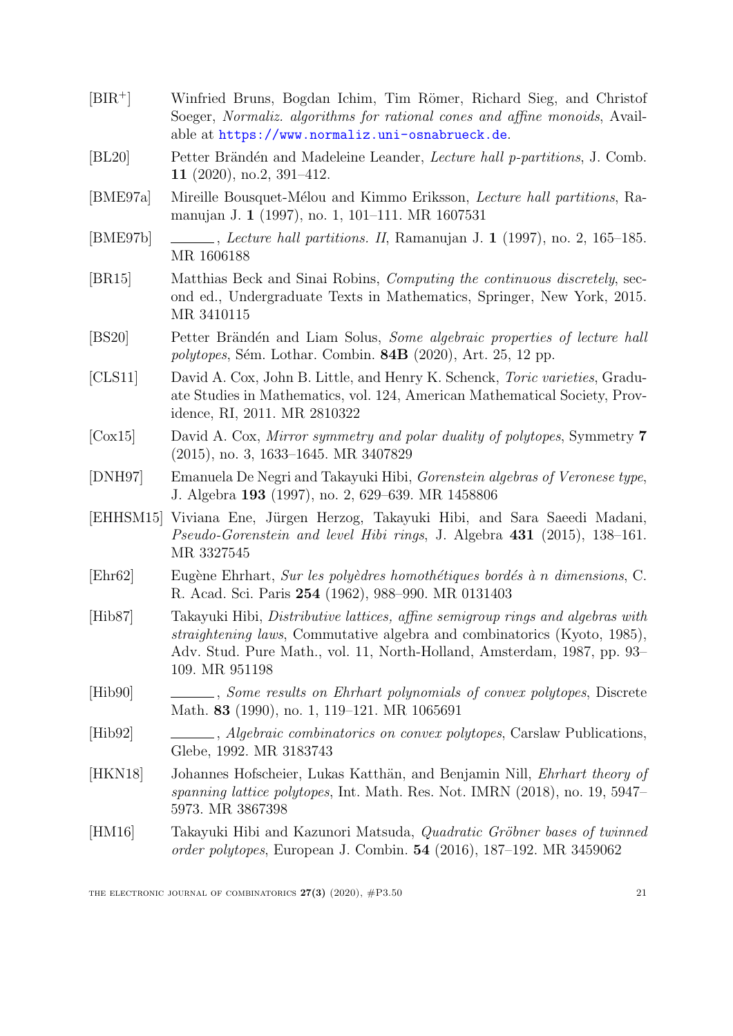[BIR+] Winfried Bruns, Bogdan Ichim, Tim Römer, Richard Sieg, and Christof Soeger, *Normaliz. algorithms for rational cones and affine monoids*, Available at https://www.normaliz.uni-osnabrueck.de.

[BL20] Petter Brändén and Madeleine Leander, *Lecture hall p-partitions*, J. Comb. **11** (2020), no.2, 391–412.

[BME97a] Mireille Bousquet-Mélou and Kimmo Eriksson, *Lecture hall partitions*, Ramanujan J. **1** (1997), no. 1, 101–111. MR 1607531

[BME97b] ______, *Lecture hall partitions. II*, Ramanujan J. **1** (1997), no. 2, 165–185. MR 1606188

[BR15] Matthias Beck and Sinai Robins, *Computing the continuous discretely*, second ed., Undergraduate Texts in Mathematics, Springer, New York, 2015. MR 3410115

[BS20] Petter Brändén and Liam Solus, *Some algebraic properties of lecture hall polytopes*, Sém. Lothar. Combin. **84B** (2020), Art. 25, 12 pp.

[CLS11] David A. Cox, John B. Little, and Henry K. Schenck, *Toric varieties*, Graduate Studies in Mathematics, vol. 124, American Mathematical Society, Providence, RI, 2011. MR 2810322

[Cox15] David A. Cox, *Mirror symmetry and polar duality of polytopes*, Symmetry **7** (2015), no. 3, 1633–1645. MR 3407829

[DNH97] Emanuela De Negri and Takayuki Hibi, *Gorenstein algebras of Veronese type*, J. Algebra **193** (1997), no. 2, 629–639. MR 1458806

[EHHSM15] Viviana Ene, Jürgen Herzog, Takayuki Hibi, and Sara Saeedi Madani, *Pseudo-Gorenstein and level Hibi rings*, J. Algebra **431** (2015), 138–161. MR 3327545

[Ehr62] Eugène Ehrhart, *Sur les polyèdres homothétiques bordés à n dimensions*, C. R. Acad. Sci. Paris **254** (1962), 988–990. MR 0131403

[Hib87] Takayuki Hibi, *Distributive lattices, affine semigroup rings and algebras with straightening laws*, Commutative algebra and combinatorics (Kyoto, 1985), Adv. Stud. Pure Math., vol. 11, North-Holland, Amsterdam, 1987, pp. 93–109. MR 951198

[Hib90] ______, *Some results on Ehrhart polynomials of convex polytopes*, Discrete Math. **83** (1990), no. 1, 119–121. MR 1065691

[Hib92] ______, *Algebraic combinatorics on convex polytopes*, Carslaw Publications, Glebe, 1992. MR 3183743

[HKN18] Johannes Hofscheier, Lukas Katthän, and Benjamin Nill, *Ehrhart theory of spanning lattice polytopes*, Int. Math. Res. Not. IMRN (2018), no. 19, 5947–5973. MR 3867398

[HM16] Takayuki Hibi and Kazunori Matsuda, *Quadratic Gröbner bases of twinned order polytopes*, European J. Combin. **54** (2016), 187–192. MR 3459062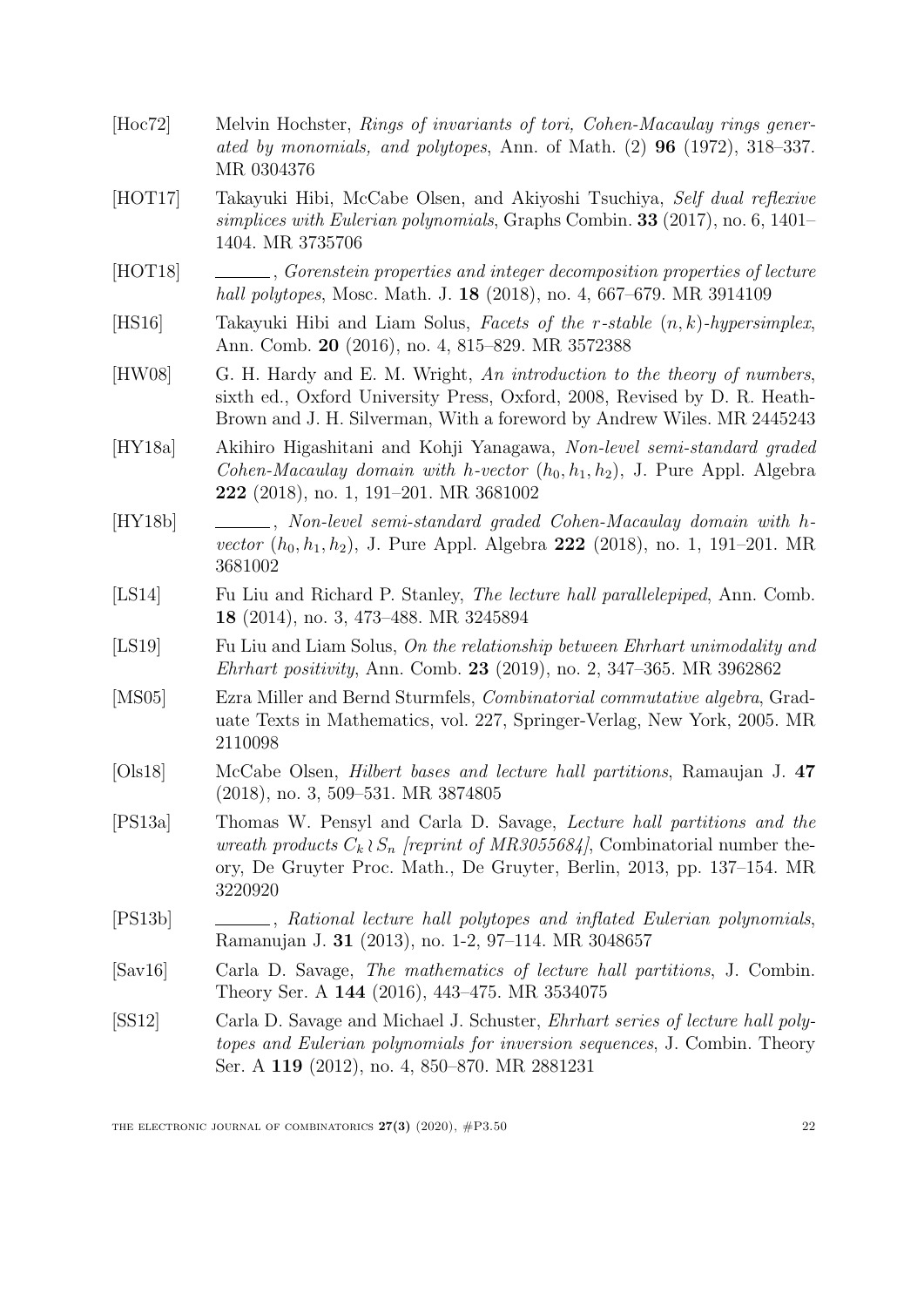[Hoc72] Melvin Hochster, *Rings of invariants of tori, Cohen-Macaulay rings generated by monomials, and polytopes*, Ann. of Math. (2) **96** (1972), 318–337. MR 0304376

[HOT17] Takayuki Hibi, McCabe Olsen, and Akiyoshi Tsuchiya, *Self dual reflexive simplices with Eulerian polynomials*, Graphs Combin. **33** (2017), no. 6, 1401–1404. MR 3735706

[HOT18] ______, *Gorenstein properties and integer decomposition properties of lecture hall polytopes*, Mosc. Math. J. **18** (2018), no. 4, 667–679. MR 3914109

[HS16] Takayuki Hibi and Liam Solus, *Facets of the $r$-stable $(n, k)$-hypersimplex*, Ann. Comb. **20** (2016), no. 4, 815–829. MR 3572388

[HW08] G. H. Hardy and E. M. Wright, *An introduction to the theory of numbers*, sixth ed., Oxford University Press, Oxford, 2008, Revised by D. R. Heath-Brown and J. H. Silverman, With a foreword by Andrew Wiles. MR 2445243

[HY18a] Akihiro Higashitani and Kohji Yanagawa, *Non-level semi-standard graded Cohen-Macaulay domain with h-vector $(h_0, h_1, h_2)$*, J. Pure Appl. Algebra **222** (2018), no. 1, 191–201. MR 3681002

[HY18b] ______, *Non-level semi-standard graded Cohen-Macaulay domain with h-vector $(h_0, h_1, h_2)$*, J. Pure Appl. Algebra **222** (2018), no. 1, 191–201. MR 3681002

[LS14] Fu Liu and Richard P. Stanley, *The lecture hall parallelepiped*, Ann. Comb. **18** (2014), no. 3, 473–488. MR 3245894

[LS19] Fu Liu and Liam Solus, *On the relationship between Ehrhart unimodality and Ehrhart positivity*, Ann. Comb. **23** (2019), no. 2, 347–365. MR 3962862

[MS05] Ezra Miller and Bernd Sturmfels, *Combinatorial commutative algebra*, Graduate Texts in Mathematics, vol. 227, Springer-Verlag, New York, 2005. MR 2110098

[Ols18] McCabe Olsen, *Hilbert bases and lecture hall partitions*, Ramaujan J. **47** (2018), no. 3, 509–531. MR 3874805

[PS13a] Thomas W. Pensyl and Carla D. Savage, *Lecture hall partitions and the wreath products $C_k \wr S_n$ [reprint of MR3055684]*, Combinatorial number theory, De Gruyter Proc. Math., De Gruyter, Berlin, 2013, pp. 137–154. MR 3220920

[PS13b] ______, *Rational lecture hall polytopes and inflated Eulerian polynomials*, Ramanujan J. **31** (2013), no. 1-2, 97–114. MR 3048657

[Sav16] Carla D. Savage, *The mathematics of lecture hall partitions*, J. Combin. Theory Ser. A **144** (2016), 443–475. MR 3534075

[SS12] Carla D. Savage and Michael J. Schuster, *Ehrhart series of lecture hall polytopes and Eulerian polynomials for inversion sequences*, J. Combin. Theory Ser. A **119** (2012), no. 4, 850–870. MR 2881231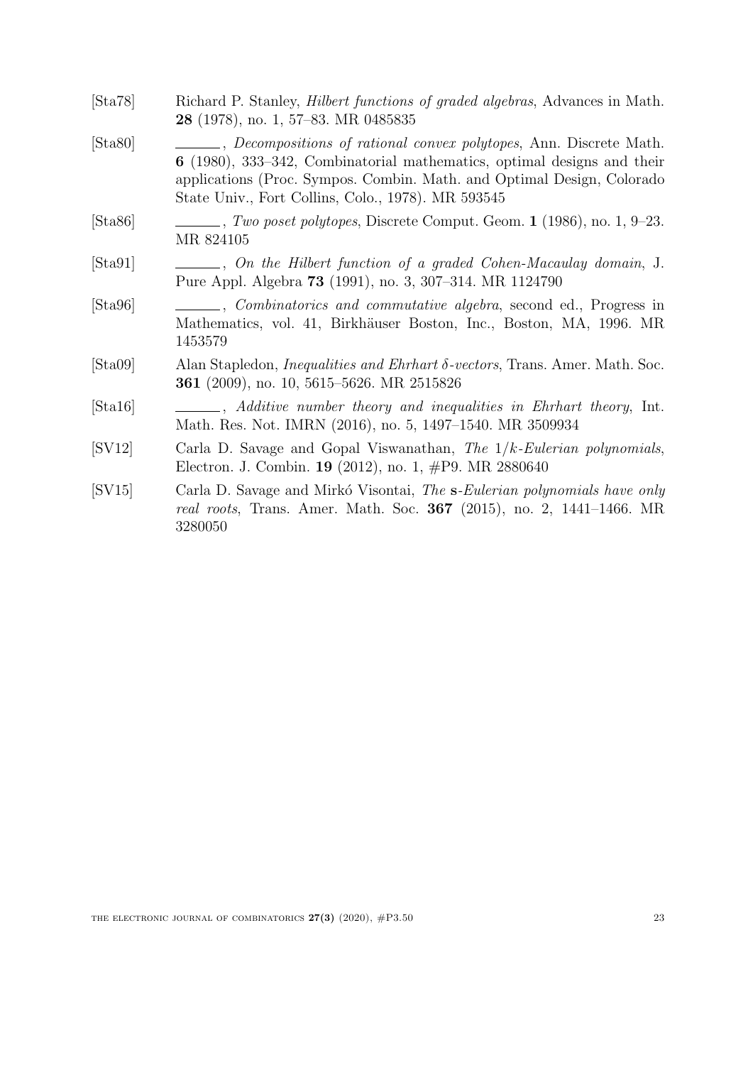[Sta78] Richard P. Stanley, *Hilbert functions of graded algebras*, Advances in Math. **28** (1978), no. 1, 57–83. MR 0485835

[Sta80] ______, *Decompositions of rational convex polytopes*, Ann. Discrete Math. **6** (1980), 333–342, Combinatorial mathematics, optimal designs and their applications (Proc. Sympos. Combin. Math. and Optimal Design, Colorado State Univ., Fort Collins, Colo., 1978). MR 593545

[Sta86] ______, *Two poset polytopes*, Discrete Comput. Geom. **1** (1986), no. 1, 9–23. MR 824105

[Sta91] ______, *On the Hilbert function of a graded Cohen-Macaulay domain*, J. Pure Appl. Algebra **73** (1991), no. 3, 307–314. MR 1124790

[Sta96] ______, *Combinatorics and commutative algebra*, second ed., Progress in Mathematics, vol. 41, Birkhäuser Boston, Inc., Boston, MA, 1996. MR 1453579

[Sta09] Alan Stapledon, *Inequalities and Ehrhart $\delta$-vectors*, Trans. Amer. Math. Soc. **361** (2009), no. 10, 5615–5626. MR 2515826

[Sta16] ______, *Additive number theory and inequalities in Ehrhart theory*, Int. Math. Res. Not. IMRN (2016), no. 5, 1497–1540. MR 3509934

[SV12] Carla D. Savage and Gopal Viswanathan, *The $1/k$-Eulerian polynomials*, Electron. J. Combin. **19** (2012), no. 1, #P9. MR 2880640

[SV15] Carla D. Savage and Mirkó Visontai, *The* **s***-Eulerian polynomials have only real roots*, Trans. Amer. Math. Soc. **367** (2015), no. 2, 1441–1466. MR 3280050